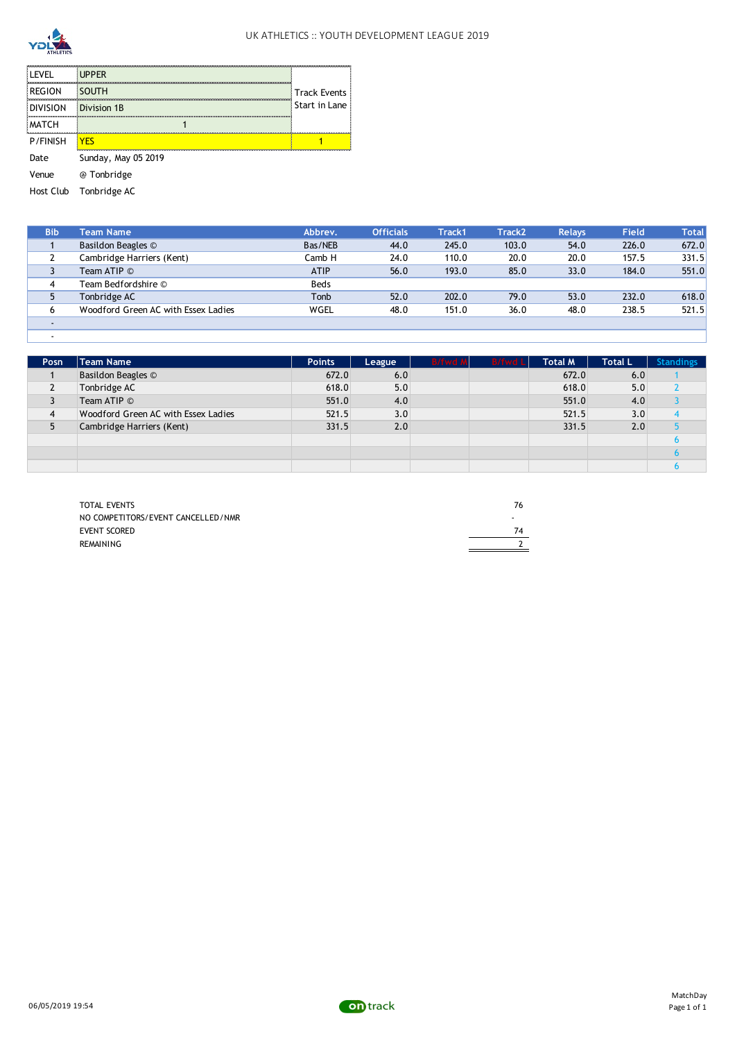# UK ATHLETICS :: YOUTH DEVELOPMENT LEAGUE 2019

| | | |
|---|---|---|
| LEVEL | UPPER | Track Events Start in Lane |
| REGION | SOUTH | |
| DIVISION | Division 1B | |
| MATCH | 1 | |
| P/FINISH | YES | 1 |
| Date | Sunday, May 05 2019 | |
| Venue | @ Tonbridge | |
| Host Club | Tonbridge AC | |

| Bib | Team Name | Abbrev. | Officials | Track1 | Track2 | Relays | Field | Total |
|---|---|---|---|---|---|---|---|---|
| 1 | Basildon Beagles © | Bas/NEB | 44.0 | 245.0 | 103.0 | 54.0 | 226.0 | 672.0 |
| 2 | Cambridge Harriers (Kent) | Camb H | 24.0 | 110.0 | 20.0 | 20.0 | 157.5 | 331.5 |
| 3 | Team ATIP © | ATIP | 56.0 | 193.0 | 85.0 | 33.0 | 184.0 | 551.0 |
| 4 | Team Bedfordshire © | Beds | | | | | | |
| 5 | Tonbridge AC | Tonb | 52.0 | 202.0 | 79.0 | 53.0 | 232.0 | 618.0 |
| 6 | Woodford Green AC with Essex Ladies | WGEL | 48.0 | 151.0 | 36.0 | 48.0 | 238.5 | 521.5 |
| - | | | | | | | | |
| - | | | | | | | | |

| Posn | Team Name | Points | League | B/fwd M | B/fwd L | Total M | Total L | Standings |
|---|---|---|---|---|---|---|---|---|
| 1 | Basildon Beagles © | 672.0 | 6.0 | | | 672.0 | 6.0 | 1 |
| 2 | Tonbridge AC | 618.0 | 5.0 | | | 618.0 | 5.0 | 2 |
| 3 | Team ATIP © | 551.0 | 4.0 | | | 551.0 | 4.0 | 3 |
| 4 | Woodford Green AC with Essex Ladies | 521.5 | 3.0 | | | 521.5 | 3.0 | 4 |
| 5 | Cambridge Harriers (Kent) | 331.5 | 2.0 | | | 331.5 | 2.0 | 5 |
| | | | | | | | | 6 |
| | | | | | | | | 6 |
| | | | | | | | | 6 |

| | |
|---|---|
| TOTAL EVENTS | 76 |
| NO COMPETITORS/EVENT CANCELLED/NMR | - |
| EVENT SCORED | 74 |
| REMAINING | 2 |

06/05/2019 19:54

MatchDay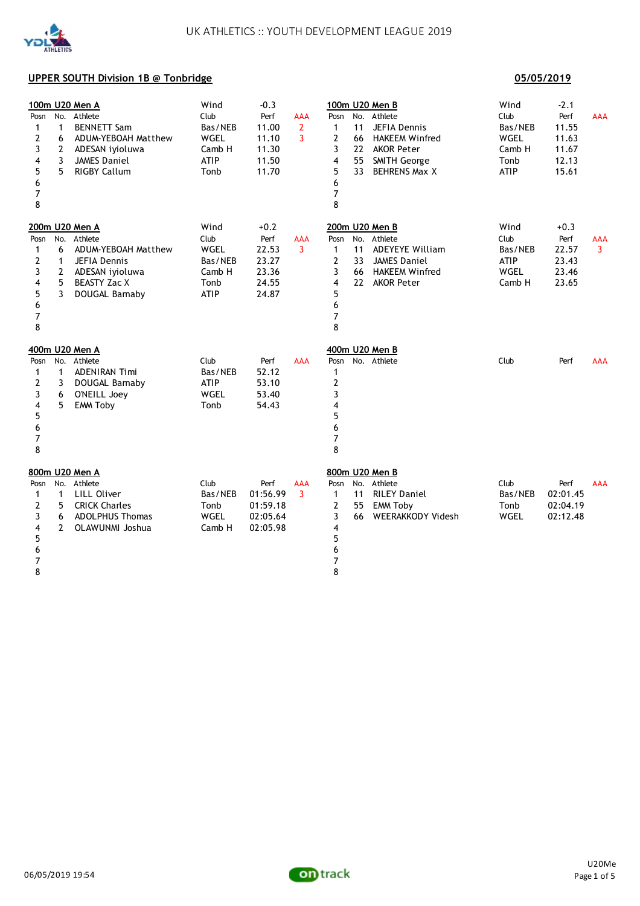UK ATHLETICS :: YOUTH DEVELOPMENT LEAGUE 2019

**UPPER SOUTH Division 1B @ Tonbridge** **05/05/2019**

### 100m U20 Men A

Wind -0.3

| Posn | No. | Athlete | Club | Perf | AAA |
|---|---|---|---|---|---|
| 1 | 1 | BENNETT Sam | Bas/NEB | 11.00 | 2 |
| 2 | 6 | ADUM-YEBOAH Matthew | WGEL | 11.10 | 3 |
| 3 | 2 | ADESAN iyioluwa | Camb H | 11.30 | |
| 4 | 3 | JAMES Daniel | ATIP | 11.50 | |
| 5 | 5 | RIGBY Callum | Tonb | 11.70 | |
| 6 | | | | | |
| 7 | | | | | |
| 8 | | | | | |

### 100m U20 Men B

Wind -2.1

| Posn | No. | Athlete | Club | Perf | AAA |
|---|---|---|---|---|---|
| 1 | 11 | JEFIA Dennis | Bas/NEB | 11.55 | |
| 2 | 66 | HAKEEM Winfred | WGEL | 11.63 | |
| 3 | 22 | AKOR Peter | Camb H | 11.67 | |
| 4 | 55 | SMITH George | Tonb | 12.13 | |
| 5 | 33 | BEHRENS Max X | ATIP | 15.61 | |
| 6 | | | | | |
| 7 | | | | | |
| 8 | | | | | |

### 200m U20 Men A

Wind +0.2

| Posn | No. | Athlete | Club | Perf | AAA |
|---|---|---|---|---|---|
| 1 | 6 | ADUM-YEBOAH Matthew | WGEL | 22.53 | 3 |
| 2 | 1 | JEFIA Dennis | Bas/NEB | 23.27 | |
| 3 | 2 | ADESAN iyioluwa | Camb H | 23.36 | |
| 4 | 5 | BEASTY Zac X | Tonb | 24.55 | |
| 5 | 3 | DOUGAL Barnaby | ATIP | 24.87 | |
| 6 | | | | | |
| 7 | | | | | |
| 8 | | | | | |

### 200m U20 Men B

Wind +0.3

| Posn | No. | Athlete | Club | Perf | AAA |
|---|---|---|---|---|---|
| 1 | 11 | ADEYEYE William | Bas/NEB | 22.57 | 3 |
| 2 | 33 | JAMES Daniel | ATIP | 23.43 | |
| 3 | 66 | HAKEEM Winfred | WGEL | 23.46 | |
| 4 | 22 | AKOR Peter | Camb H | 23.65 | |
| 5 | | | | | |
| 6 | | | | | |
| 7 | | | | | |
| 8 | | | | | |

### 400m U20 Men A

| Posn | No. | Athlete | Club | Perf | AAA |
|---|---|---|---|---|---|
| 1 | 1 | ADENIRAN Timi | Bas/NEB | 52.12 | |
| 2 | 3 | DOUGAL Barnaby | ATIP | 53.10 | |
| 3 | 6 | O'NEILL Joey | WGEL | 53.40 | |
| 4 | 5 | EMM Toby | Tonb | 54.43 | |
| 5 | | | | | |
| 6 | | | | | |
| 7 | | | | | |
| 8 | | | | | |

### 400m U20 Men B

| Posn | No. | Athlete | Club | Perf | AAA |
|---|---|---|---|---|---|
| 1 | | | | | |
| 2 | | | | | |
| 3 | | | | | |
| 4 | | | | | |
| 5 | | | | | |
| 6 | | | | | |
| 7 | | | | | |
| 8 | | | | | |

### 800m U20 Men A

| Posn | No. | Athlete | Club | Perf | AAA |
|---|---|---|---|---|---|
| 1 | 1 | LILL Oliver | Bas/NEB | 01:56.99 | 3 |
| 2 | 5 | CRICK Charles | Tonb | 01:59.18 | |
| 3 | 6 | ADOLPHUS Thomas | WGEL | 02:05.64 | |
| 4 | 2 | OLAWUNMI Joshua | Camb H | 02:05.98 | |
| 5 | | | | | |
| 6 | | | | | |
| 7 | | | | | |
| 8 | | | | | |

### 800m U20 Men B

| Posn | No. | Athlete | Club | Perf | AAA |
|---|---|---|---|---|---|
| 1 | 11 | RILEY Daniel | Bas/NEB | 02:01.45 | |
| 2 | 55 | EMM Toby | Tonb | 02:04.19 | |
| 3 | 66 | WEERAKKODY Videsh | WGEL | 02:12.48 | |
| 4 | | | | | |
| 5 | | | | | |
| 6 | | | | | |
| 7 | | | | | |
| 8 | | | | | |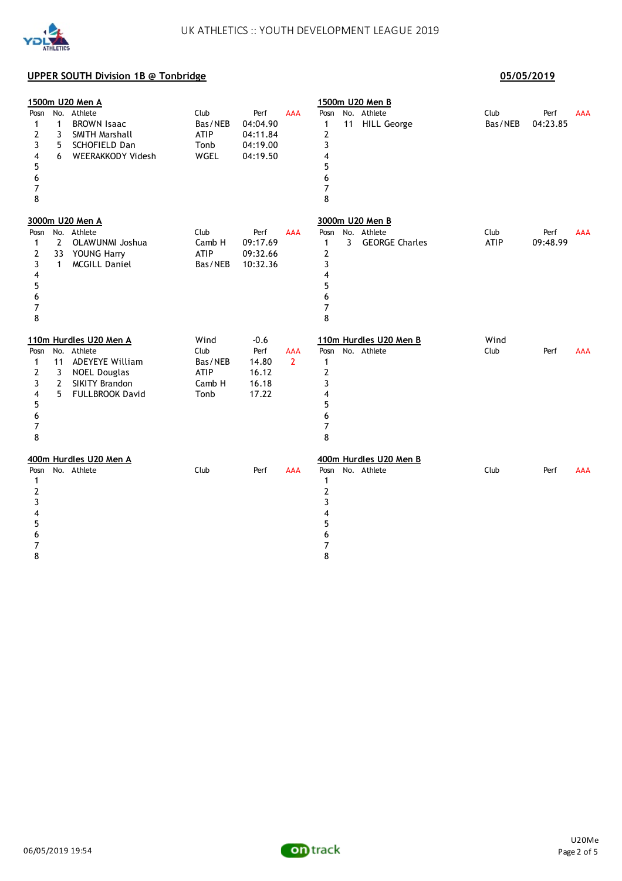UK ATHLETICS :: YOUTH DEVELOPMENT LEAGUE 2019

## UPPER SOUTH Division 1B @ Tonbridge

**05/05/2019**

### 1500m U20 Men A

| Posn | No. | Athlete | Club | Perf | AAA |
|---|---|---|---|---|---|
| 1 | 1 | BROWN Isaac | Bas/NEB | 04:04.90 | |
| 2 | 3 | SMITH Marshall | ATIP | 04:11.84 | |
| 3 | 5 | SCHOFIELD Dan | Tonb | 04:19.00 | |
| 4 | 6 | WEERAKKODY Videsh | WGEL | 04:19.50 | |
| 5 | | | | | |
| 6 | | | | | |
| 7 | | | | | |
| 8 | | | | | |

### 1500m U20 Men B

| Posn | No. | Athlete | Club | Perf | AAA |
|---|---|---|---|---|---|
| 1 | 11 | HILL George | Bas/NEB | 04:23.85 | |
| 2 | | | | | |
| 3 | | | | | |
| 4 | | | | | |
| 5 | | | | | |
| 6 | | | | | |
| 7 | | | | | |
| 8 | | | | | |

### 3000m U20 Men A

| Posn | No. | Athlete | Club | Perf | AAA |
|---|---|---|---|---|---|
| 1 | 2 | OLAWUNMI Joshua | Camb H | 09:17.69 | |
| 2 | 33 | YOUNG Harry | ATIP | 09:32.66 | |
| 3 | 1 | MCGILL Daniel | Bas/NEB | 10:32.36 | |
| 4 | | | | | |
| 5 | | | | | |
| 6 | | | | | |
| 7 | | | | | |
| 8 | | | | | |

### 3000m U20 Men B

| Posn | No. | Athlete | Club | Perf | AAA |
|---|---|---|---|---|---|
| 1 | 3 | GEORGE Charles | ATIP | 09:48.99 | |
| 2 | | | | | |
| 3 | | | | | |
| 4 | | | | | |
| 5 | | | | | |
| 6 | | | | | |
| 7 | | | | | |
| 8 | | | | | |

### 110m Hurdles U20 Men A

Wind -0.6

| Posn | No. | Athlete | Club | Perf | AAA |
|---|---|---|---|---|---|
| 1 | 11 | ADEYEYE William | Bas/NEB | 14.80 | 2 |
| 2 | 3 | NOEL Douglas | ATIP | 16.12 | |
| 3 | 2 | SIKITY Brandon | Camb H | 16.18 | |
| 4 | 5 | FULLBROOK David | Tonb | 17.22 | |
| 5 | | | | | |
| 6 | | | | | |
| 7 | | | | | |
| 8 | | | | | |

### 110m Hurdles U20 Men B

Wind

| Posn | No. | Athlete | Club | Perf | AAA |
|---|---|---|---|---|---|
| 1 | | | | | |
| 2 | | | | | |
| 3 | | | | | |
| 4 | | | | | |
| 5 | | | | | |
| 6 | | | | | |
| 7 | | | | | |
| 8 | | | | | |

### 400m Hurdles U20 Men A

| Posn | No. | Athlete | Club | Perf | AAA |
|---|---|---|---|---|---|
| 1 | | | | | |
| 2 | | | | | |
| 3 | | | | | |
| 4 | | | | | |
| 5 | | | | | |
| 6 | | | | | |
| 7 | | | | | |
| 8 | | | | | |

### 400m Hurdles U20 Men B

| Posn | No. | Athlete | Club | Perf | AAA |
|---|---|---|---|---|---|
| 1 | | | | | |
| 2 | | | | | |
| 3 | | | | | |
| 4 | | | | | |
| 5 | | | | | |
| 6 | | | | | |
| 7 | | | | | |
| 8 | | | | | |

06/05/2019 19:54

U20Me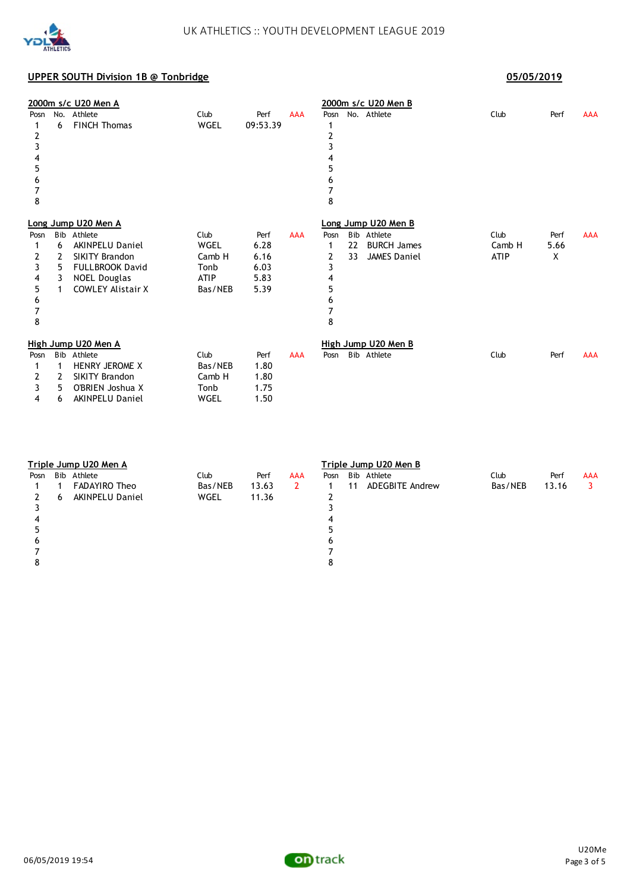UK ATHLETICS :: YOUTH DEVELOPMENT LEAGUE 2019

## UPPER SOUTH Division 1B @ Tonbridge

**05/05/2019**

### 2000m s/c U20 Men A

| Posn | No. | Athlete | Club | Perf | AAA |
|---|---|---|---|---|---|
| 1 | 6 | FINCH Thomas | WGEL | 09:53.39 | |
| 2 | | | | | |
| 3 | | | | | |
| 4 | | | | | |
| 5 | | | | | |
| 6 | | | | | |
| 7 | | | | | |
| 8 | | | | | |

### 2000m s/c U20 Men B

| Posn | No. | Athlete | Club | Perf | AAA |
|---|---|---|---|---|---|
| 1 | | | | | |
| 2 | | | | | |
| 3 | | | | | |
| 4 | | | | | |
| 5 | | | | | |
| 6 | | | | | |
| 7 | | | | | |
| 8 | | | | | |

### Long Jump U20 Men A

| Posn | Bib | Athlete | Club | Perf | AAA |
|---|---|---|---|---|---|
| 1 | 6 | AKINPELU Daniel | WGEL | 6.28 | |
| 2 | 2 | SIKITY Brandon | Camb H | 6.16 | |
| 3 | 5 | FULLBROOK David | Tonb | 6.03 | |
| 4 | 3 | NOEL Douglas | ATIP | 5.83 | |
| 5 | 1 | COWLEY Alistair X | Bas/NEB | 5.39 | |
| 6 | | | | | |
| 7 | | | | | |
| 8 | | | | | |

### Long Jump U20 Men B

| Posn | Bib | Athlete | Club | Perf | AAA |
|---|---|---|---|---|---|
| 1 | 22 | BURCH James | Camb H | 5.66 | |
| 2 | 33 | JAMES Daniel | ATIP | X | |
| 3 | | | | | |
| 4 | | | | | |
| 5 | | | | | |
| 6 | | | | | |
| 7 | | | | | |
| 8 | | | | | |

### High Jump U20 Men A

| Posn | Bib | Athlete | Club | Perf | AAA |
|---|---|---|---|---|---|
| 1 | 1 | HENRY JEROME X | Bas/NEB | 1.80 | |
| 2 | 2 | SIKITY Brandon | Camb H | 1.80 | |
| 3 | 5 | O'BRIEN Joshua X | Tonb | 1.75 | |
| 4 | 6 | AKINPELU Daniel | WGEL | 1.50 | |

### High Jump U20 Men B

| Posn | Bib | Athlete | Club | Perf | AAA |
|---|---|---|---|---|---|

### Triple Jump U20 Men A

| Posn | Bib | Athlete | Club | Perf | AAA |
|---|---|---|---|---|---|
| 1 | 1 | FADAYIRO Theo | Bas/NEB | 13.63 | 2 |
| 2 | 6 | AKINPELU Daniel | WGEL | 11.36 | |
| 3 | | | | | |
| 4 | | | | | |
| 5 | | | | | |
| 6 | | | | | |
| 7 | | | | | |
| 8 | | | | | |

### Triple Jump U20 Men B

| Posn | Bib | Athlete | Club | Perf | AAA |
|---|---|---|---|---|---|
| 1 | 11 | ADEGBITE Andrew | Bas/NEB | 13.16 | 3 |
| 2 | | | | | |
| 3 | | | | | |
| 4 | | | | | |
| 5 | | | | | |
| 6 | | | | | |
| 7 | | | | | |
| 8 | | | | | |

06/05/2019 19:54

U20Me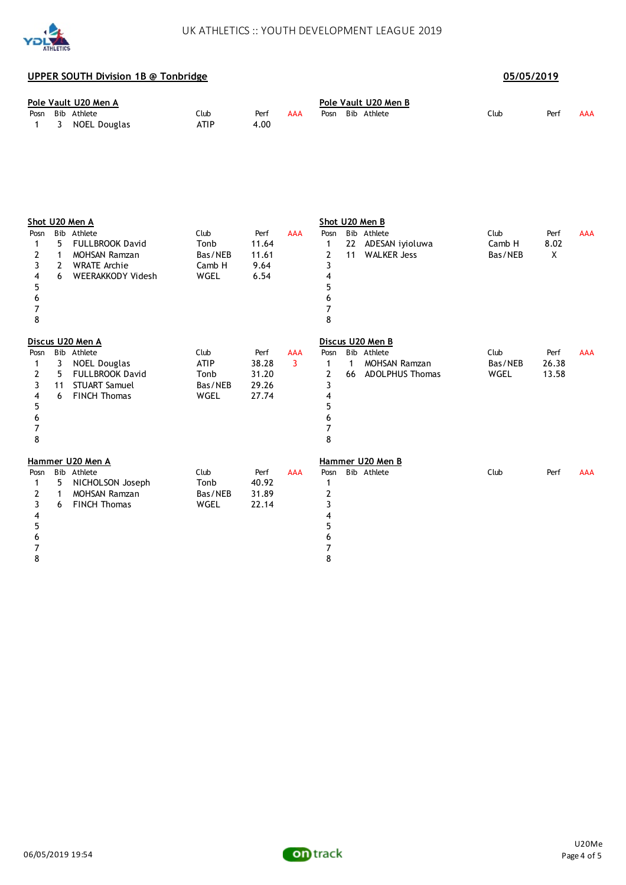## UPPER SOUTH Division 1B @ Tonbridge

**05/05/2019**

### Pole Vault U20 Men A

| Posn | Bib | Athlete | Club | Perf | AAA |
|---|---|---|---|---|---|
| 1 | 3 | NOEL Douglas | ATIP | 4.00 | |

### Pole Vault U20 Men B

| Posn | Bib | Athlete | Club | Perf | AAA |
|---|---|---|---|---|---|

### Shot U20 Men A

| Posn | Bib | Athlete | Club | Perf | AAA |
|---|---|---|---|---|---|
| 1 | 5 | FULLBROOK David | Tonb | 11.64 | |
| 2 | 1 | MOHSAN Ramzan | Bas/NEB | 11.61 | |
| 3 | 2 | WRATE Archie | Camb H | 9.64 | |
| 4 | 6 | WEERAKKODY Videsh | WGEL | 6.54 | |
| 5 | | | | | |
| 6 | | | | | |
| 7 | | | | | |
| 8 | | | | | |

### Shot U20 Men B

| Posn | Bib | Athlete | Club | Perf | AAA |
|---|---|---|---|---|---|
| 1 | 22 | ADESAN iyioluwa | Camb H | 8.02 | |
| 2 | 11 | WALKER Jess | Bas/NEB | X | |
| 3 | | | | | |
| 4 | | | | | |
| 5 | | | | | |
| 6 | | | | | |
| 7 | | | | | |
| 8 | | | | | |

### Discus U20 Men A

| Posn | Bib | Athlete | Club | Perf | AAA |
|---|---|---|---|---|---|
| 1 | 3 | NOEL Douglas | ATIP | 38.28 | 3 |
| 2 | 5 | FULLBROOK David | Tonb | 31.20 | |
| 3 | 11 | STUART Samuel | Bas/NEB | 29.26 | |
| 4 | 6 | FINCH Thomas | WGEL | 27.74 | |
| 5 | | | | | |
| 6 | | | | | |
| 7 | | | | | |
| 8 | | | | | |

### Discus U20 Men B

| Posn | Bib | Athlete | Club | Perf | AAA |
|---|---|---|---|---|---|
| 1 | 1 | MOHSAN Ramzan | Bas/NEB | 26.38 | |
| 2 | 66 | ADOLPHUS Thomas | WGEL | 13.58 | |
| 3 | | | | | |
| 4 | | | | | |
| 5 | | | | | |
| 6 | | | | | |
| 7 | | | | | |
| 8 | | | | | |

### Hammer U20 Men A

| Posn | Bib | Athlete | Club | Perf | AAA |
|---|---|---|---|---|---|
| 1 | 5 | NICHOLSON Joseph | Tonb | 40.92 | |
| 2 | 1 | MOHSAN Ramzan | Bas/NEB | 31.89 | |
| 3 | 6 | FINCH Thomas | WGEL | 22.14 | |
| 4 | | | | | |
| 5 | | | | | |
| 6 | | | | | |
| 7 | | | | | |
| 8 | | | | | |

### Hammer U20 Men B

| Posn | Bib | Athlete | Club | Perf | AAA |
|---|---|---|---|---|---|
| 1 | | | | | |
| 2 | | | | | |
| 3 | | | | | |
| 4 | | | | | |
| 5 | | | | | |
| 6 | | | | | |
| 7 | | | | | |
| 8 | | | | | |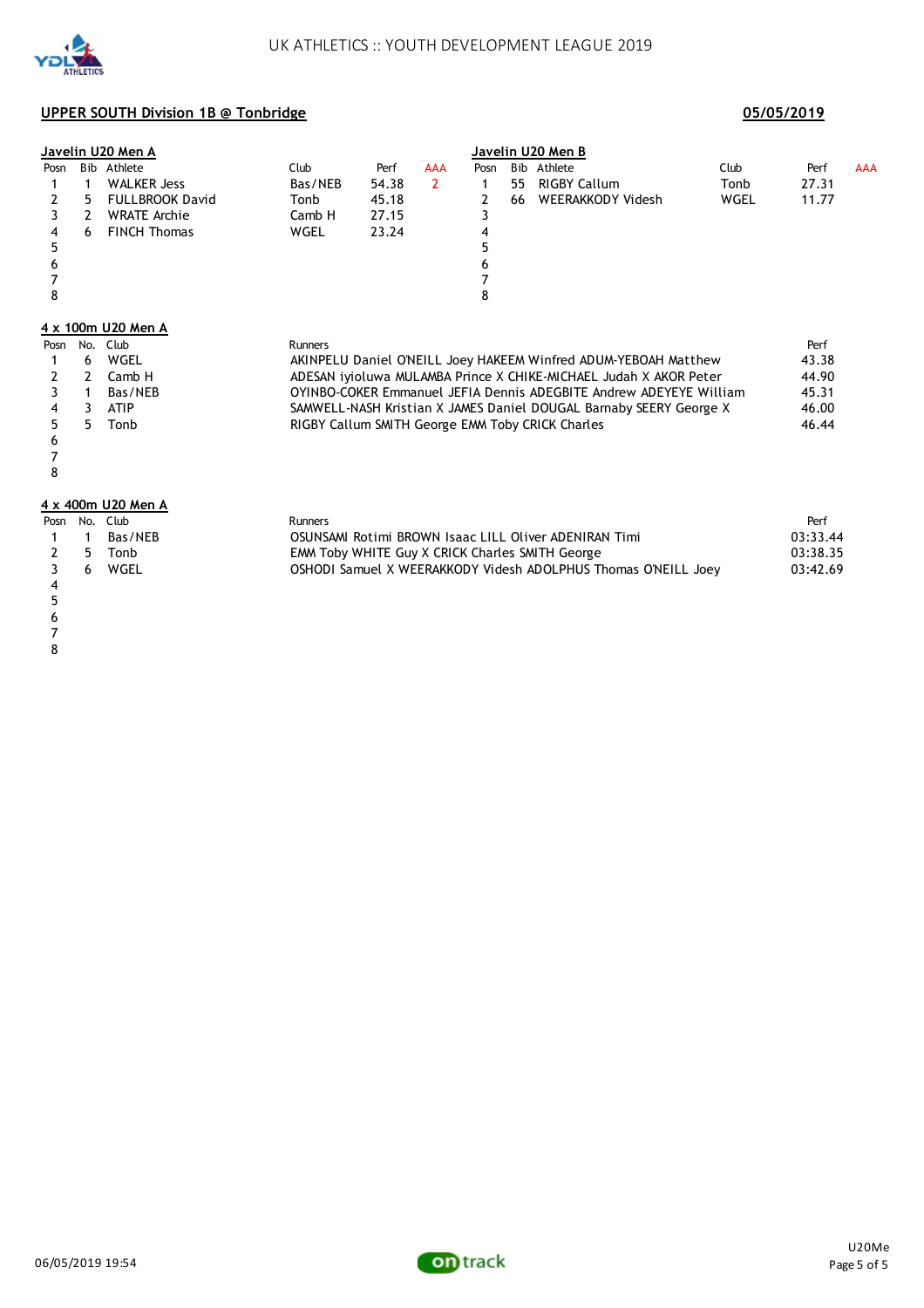UK ATHLETICS :: YOUTH DEVELOPMENT LEAGUE 2019

**UPPER SOUTH Division 1B @ Tonbridge** **05/05/2019**

### Javelin U20 Men A

| Posn | Bib | Athlete | Club | Perf | AAA |
|---|---|---|---|---|---|
| 1 | 1 | WALKER Jess | Bas/NEB | 54.38 | 2 |
| 2 | 5 | FULLBROOK David | Tonb | 45.18 | |
| 3 | 2 | WRATE Archie | Camb H | 27.15 | |
| 4 | 6 | FINCH Thomas | WGEL | 23.24 | |
| 5 | | | | | |
| 6 | | | | | |
| 7 | | | | | |
| 8 | | | | | |

### Javelin U20 Men B

| Posn | Bib | Athlete | Club | Perf | AAA |
|---|---|---|---|---|---|
| 1 | 55 | RIGBY Callum | Tonb | 27.31 | |
| 2 | 66 | WEERAKKODY Videsh | WGEL | 11.77 | |
| 3 | | | | | |
| 4 | | | | | |
| 5 | | | | | |
| 6 | | | | | |
| 7 | | | | | |
| 8 | | | | | |

### 4 x 100m U20 Men A

| Posn | No. | Club | Runners | Perf |
|---|---|---|---|---|
| 1 | 6 | WGEL | AKINPELU Daniel O'NEILL Joey HAKEEM Winfred ADUM-YEBOAH Matthew | 43.38 |
| 2 | 2 | Camb H | ADESAN iyioluwa MULAMBA Prince X CHIKE-MICHAEL Judah X AKOR Peter | 44.90 |
| 3 | 1 | Bas/NEB | OYINBO-COKER Emmanuel JEFIA Dennis ADEGBITE Andrew ADEYEYE William | 45.31 |
| 4 | 3 | ATIP | SAMWELL-NASH Kristian X JAMES Daniel DOUGAL Barnaby SEERY George X | 46.00 |
| 5 | 5 | Tonb | RIGBY Callum SMITH George EMM Toby CRICK Charles | 46.44 |
| 6 | | | | |
| 7 | | | | |
| 8 | | | | |

### 4 x 400m U20 Men A

| Posn | No. | Club | Runners | Perf |
|---|---|---|---|---|
| 1 | 1 | Bas/NEB | OSUNSAMI Rotimi BROWN Isaac LILL Oliver ADENIRAN Timi | 03:33.44 |
| 2 | 5 | Tonb | EMM Toby WHITE Guy X CRICK Charles SMITH George | 03:38.35 |
| 3 | 6 | WGEL | OSHODI Samuel X WEERAKKODY Videsh ADOLPHUS Thomas O'NEILL Joey | 03:42.69 |
| 4 | | | | |
| 5 | | | | |
| 6 | | | | |
| 7 | | | | |
| 8 | | | | |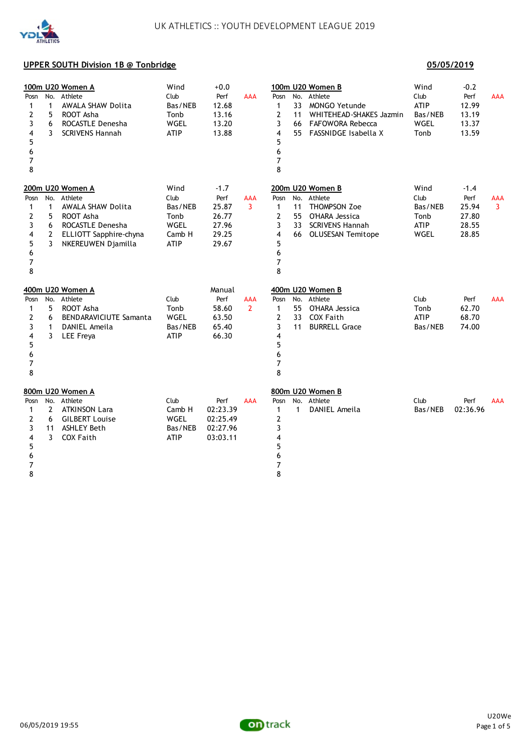UK ATHLETICS :: YOUTH DEVELOPMENT LEAGUE 2019

**UPPER SOUTH Division 1B @ Tonbridge** **05/05/2019**

**100m U20 Women A** Wind +0.0

| Posn | No. | Athlete | Club | Perf | AAA |
|---|---|---|---|---|---|
| 1 | 1 | AWALA SHAW Dolita | Bas/NEB | 12.68 | |
| 2 | 5 | ROOT Asha | Tonb | 13.16 | |
| 3 | 6 | ROCASTLE Denesha | WGEL | 13.20 | |
| 4 | 3 | SCRIVENS Hannah | ATIP | 13.88 | |
| 5 | | | | | |
| 6 | | | | | |
| 7 | | | | | |
| 8 | | | | | |

**100m U20 Women B** Wind -0.2

| Posn | No. | Athlete | Club | Perf | AAA |
|---|---|---|---|---|---|
| 1 | 33 | MONGO Yetunde | ATIP | 12.99 | |
| 2 | 11 | WHITEHEAD-SHAKES Jazmin | Bas/NEB | 13.19 | |
| 3 | 66 | FAFOWORA Rebecca | WGEL | 13.37 | |
| 4 | 55 | FASSNIDGE Isabella X | Tonb | 13.59 | |
| 5 | | | | | |
| 6 | | | | | |
| 7 | | | | | |
| 8 | | | | | |

**200m U20 Women A** Wind -1.7

| Posn | No. | Athlete | Club | Perf | AAA |
|---|---|---|---|---|---|
| 1 | 1 | AWALA SHAW Dolita | Bas/NEB | 25.87 | 3 |
| 2 | 5 | ROOT Asha | Tonb | 26.77 | |
| 3 | 6 | ROCASTLE Denesha | WGEL | 27.96 | |
| 4 | 2 | ELLIOTT Sapphire-chyna | Camb H | 29.25 | |
| 5 | 3 | NKEREUWEN Djamilla | ATIP | 29.67 | |
| 6 | | | | | |
| 7 | | | | | |
| 8 | | | | | |

**200m U20 Women B** Wind -1.4

| Posn | No. | Athlete | Club | Perf | AAA |
|---|---|---|---|---|---|
| 1 | 11 | THOMPSON Zoe | Bas/NEB | 25.94 | 3 |
| 2 | 55 | O'HARA Jessica | Tonb | 27.80 | |
| 3 | 33 | SCRIVENS Hannah | ATIP | 28.55 | |
| 4 | 66 | OLUSESAN Temitope | WGEL | 28.85 | |
| 5 | | | | | |
| 6 | | | | | |
| 7 | | | | | |
| 8 | | | | | |

**400m U20 Women A** Manual

| Posn | No. | Athlete | Club | Perf | AAA |
|---|---|---|---|---|---|
| 1 | 5 | ROOT Asha | Tonb | 58.60 | 2 |
| 2 | 6 | BENDARAVICIUTE Samanta | WGEL | 63.50 | |
| 3 | 1 | DANIEL Ameila | Bas/NEB | 65.40 | |
| 4 | 3 | LEE Freya | ATIP | 66.30 | |
| 5 | | | | | |
| 6 | | | | | |
| 7 | | | | | |
| 8 | | | | | |

**400m U20 Women B**

| Posn | No. | Athlete | Club | Perf | AAA |
|---|---|---|---|---|---|
| 1 | 55 | O'HARA Jessica | Tonb | 62.70 | |
| 2 | 33 | COX Faith | ATIP | 68.70 | |
| 3 | 11 | BURRELL Grace | Bas/NEB | 74.00 | |
| 4 | | | | | |
| 5 | | | | | |
| 6 | | | | | |
| 7 | | | | | |
| 8 | | | | | |

**800m U20 Women A**

| Posn | No. | Athlete | Club | Perf | AAA |
|---|---|---|---|---|---|
| 1 | 2 | ATKINSON Lara | Camb H | 02:23.39 | |
| 2 | 6 | GILBERT Louise | WGEL | 02:25.49 | |
| 3 | 11 | ASHLEY Beth | Bas/NEB | 02:27.96 | |
| 4 | 3 | COX Faith | ATIP | 03:03.11 | |
| 5 | | | | | |
| 6 | | | | | |
| 7 | | | | | |
| 8 | | | | | |

**800m U20 Women B**

| Posn | No. | Athlete | Club | Perf | AAA |
|---|---|---|---|---|---|
| 1 | 1 | DANIEL Ameila | Bas/NEB | 02:36.96 | |
| 2 | | | | | |
| 3 | | | | | |
| 4 | | | | | |
| 5 | | | | | |
| 6 | | | | | |
| 7 | | | | | |
| 8 | | | | | |

06/05/2019 19:55

U20We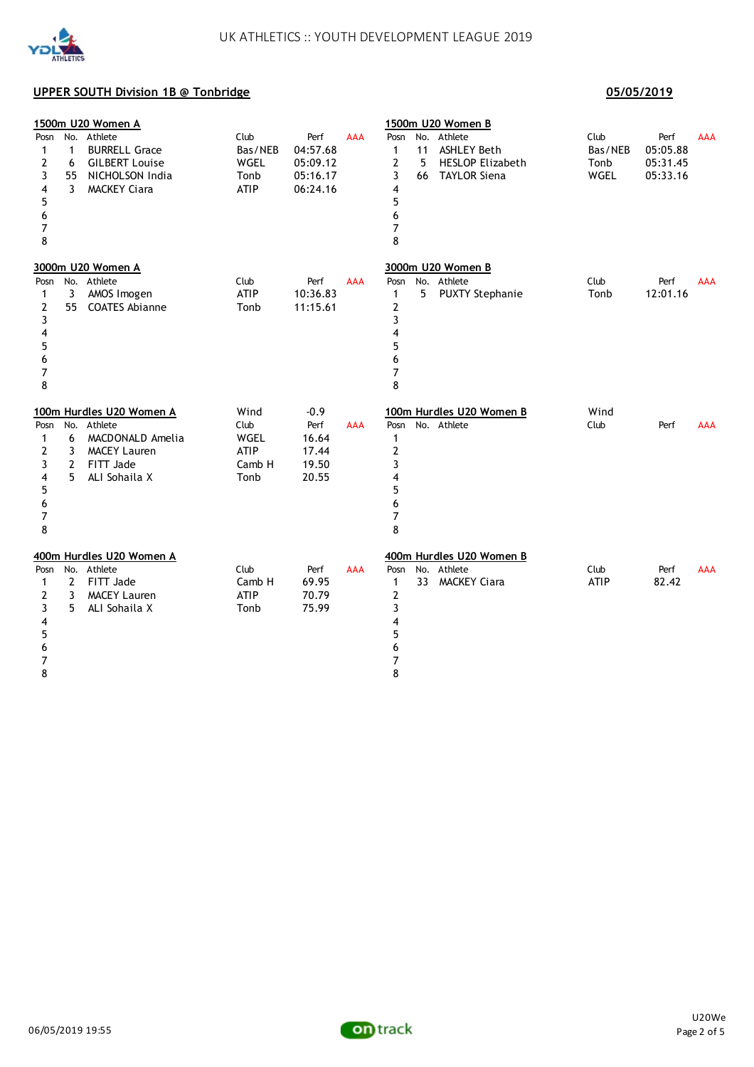UK ATHLETICS :: YOUTH DEVELOPMENT LEAGUE 2019

## UPPER SOUTH Division 1B @ Tonbridge

**05/05/2019**

### 1500m U20 Women A

| Posn | No. | Athlete | Club | Perf | AAA |
|---|---|---|---|---|---|
| 1 | 1 | BURRELL Grace | Bas/NEB | 04:57.68 | |
| 2 | 6 | GILBERT Louise | WGEL | 05:09.12 | |
| 3 | 55 | NICHOLSON India | Tonb | 05:16.17 | |
| 4 | 3 | MACKEY Ciara | ATIP | 06:24.16 | |
| 5 | | | | | |
| 6 | | | | | |
| 7 | | | | | |
| 8 | | | | | |

### 1500m U20 Women B

| Posn | No. | Athlete | Club | Perf | AAA |
|---|---|---|---|---|---|
| 1 | 11 | ASHLEY Beth | Bas/NEB | 05:05.88 | |
| 2 | 5 | HESLOP Elizabeth | Tonb | 05:31.45 | |
| 3 | 66 | TAYLOR Siena | WGEL | 05:33.16 | |
| 4 | | | | | |
| 5 | | | | | |
| 6 | | | | | |
| 7 | | | | | |
| 8 | | | | | |

### 3000m U20 Women A

| Posn | No. | Athlete | Club | Perf | AAA |
|---|---|---|---|---|---|
| 1 | 3 | AMOS Imogen | ATIP | 10:36.83 | |
| 2 | 55 | COATES Abianne | Tonb | 11:15.61 | |
| 3 | | | | | |
| 4 | | | | | |
| 5 | | | | | |
| 6 | | | | | |
| 7 | | | | | |
| 8 | | | | | |

### 3000m U20 Women B

| Posn | No. | Athlete | Club | Perf | AAA |
|---|---|---|---|---|---|
| 1 | 5 | PUXTY Stephanie | Tonb | 12:01.16 | |
| 2 | | | | | |
| 3 | | | | | |
| 4 | | | | | |
| 5 | | | | | |
| 6 | | | | | |
| 7 | | | | | |
| 8 | | | | | |

### 100m Hurdles U20 Women A

Wind -0.9

| Posn | No. | Athlete | Club | Perf | AAA |
|---|---|---|---|---|---|
| 1 | 6 | MACDONALD Amelia | WGEL | 16.64 | |
| 2 | 3 | MACEY Lauren | ATIP | 17.44 | |
| 3 | 2 | FITT Jade | Camb H | 19.50 | |
| 4 | 5 | ALI Sohaila X | Tonb | 20.55 | |
| 5 | | | | | |
| 6 | | | | | |
| 7 | | | | | |
| 8 | | | | | |

### 100m Hurdles U20 Women B

Wind

| Posn | No. | Athlete | Club | Perf | AAA |
|---|---|---|---|---|---|
| 1 | | | | | |
| 2 | | | | | |
| 3 | | | | | |
| 4 | | | | | |
| 5 | | | | | |
| 6 | | | | | |
| 7 | | | | | |
| 8 | | | | | |

### 400m Hurdles U20 Women A

| Posn | No. | Athlete | Club | Perf | AAA |
|---|---|---|---|---|---|
| 1 | 2 | FITT Jade | Camb H | 69.95 | |
| 2 | 3 | MACEY Lauren | ATIP | 70.79 | |
| 3 | 5 | ALI Sohaila X | Tonb | 75.99 | |
| 4 | | | | | |
| 5 | | | | | |
| 6 | | | | | |
| 7 | | | | | |
| 8 | | | | | |

### 400m Hurdles U20 Women B

| Posn | No. | Athlete | Club | Perf | AAA |
|---|---|---|---|---|---|
| 1 | 33 | MACKEY Ciara | ATIP | 82.42 | |
| 2 | | | | | |
| 3 | | | | | |
| 4 | | | | | |
| 5 | | | | | |
| 6 | | | | | |
| 7 | | | | | |
| 8 | | | | | |

06/05/2019 19:55

U20We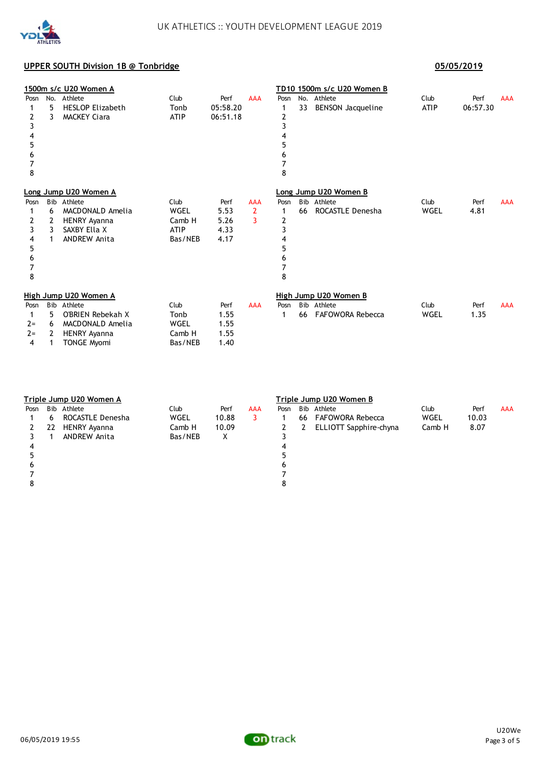UK ATHLETICS :: YOUTH DEVELOPMENT LEAGUE 2019

## UPPER SOUTH Division 1B @ Tonbridge

**05/05/2019**

### 1500m s/c U20 Women A

| Posn | No. | Athlete | Club | Perf | AAA |
|---|---|---|---|---|---|
| 1 | 5 | HESLOP Elizabeth | Tonb | 05:58.20 | |
| 2 | 3 | MACKEY Ciara | ATIP | 06:51.18 | |
| 3 | | | | | |
| 4 | | | | | |
| 5 | | | | | |
| 6 | | | | | |
| 7 | | | | | |
| 8 | | | | | |

### TD10 1500m s/c U20 Women B

| Posn | No. | Athlete | Club | Perf | AAA |
|---|---|---|---|---|---|
| 1 | 33 | BENSON Jacqueline | ATIP | 06:57.30 | |
| 2 | | | | | |
| 3 | | | | | |
| 4 | | | | | |
| 5 | | | | | |
| 6 | | | | | |
| 7 | | | | | |
| 8 | | | | | |

### Long Jump U20 Women A

| Posn | Bib | Athlete | Club | Perf | AAA |
|---|---|---|---|---|---|
| 1 | 6 | MACDONALD Amelia | WGEL | 5.53 | 2 |
| 2 | 2 | HENRY Ayanna | Camb H | 5.26 | 3 |
| 3 | 3 | SAXBY Ella X | ATIP | 4.33 | |
| 4 | 1 | ANDREW Anita | Bas/NEB | 4.17 | |
| 5 | | | | | |
| 6 | | | | | |
| 7 | | | | | |
| 8 | | | | | |

### Long Jump U20 Women B

| Posn | Bib | Athlete | Club | Perf | AAA |
|---|---|---|---|---|---|
| 1 | 66 | ROCASTLE Denesha | WGEL | 4.81 | |
| 2 | | | | | |
| 3 | | | | | |
| 4 | | | | | |
| 5 | | | | | |
| 6 | | | | | |
| 7 | | | | | |
| 8 | | | | | |

### High Jump U20 Women A

| Posn | Bib | Athlete | Club | Perf | AAA |
|---|---|---|---|---|---|
| 1 | 5 | O'BRIEN Rebekah X | Tonb | 1.55 | |
| 2= | 6 | MACDONALD Amelia | WGEL | 1.55 | |
| 2= | 2 | HENRY Ayanna | Camb H | 1.55 | |
| 4 | 1 | TONGE Myomi | Bas/NEB | 1.40 | |

### High Jump U20 Women B

| Posn | Bib | Athlete | Club | Perf | AAA |
|---|---|---|---|---|---|
| 1 | 66 | FAFOWORA Rebecca | WGEL | 1.35 | |

### Triple Jump U20 Women A

| Posn | Bib | Athlete | Club | Perf | AAA |
|---|---|---|---|---|---|
| 1 | 6 | ROCASTLE Denesha | WGEL | 10.88 | 3 |
| 2 | 22 | HENRY Ayanna | Camb H | 10.09 | |
| 3 | 1 | ANDREW Anita | Bas/NEB | X | |
| 4 | | | | | |
| 5 | | | | | |
| 6 | | | | | |
| 7 | | | | | |
| 8 | | | | | |

### Triple Jump U20 Women B

| Posn | Bib | Athlete | Club | Perf | AAA |
|---|---|---|---|---|---|
| 1 | 66 | FAFOWORA Rebecca | WGEL | 10.03 | |
| 2 | 2 | ELLIOTT Sapphire-chyna | Camb H | 8.07 | |
| 3 | | | | | |
| 4 | | | | | |
| 5 | | | | | |
| 6 | | | | | |
| 7 | | | | | |
| 8 | | | | | |

06/05/2019 19:55

U20We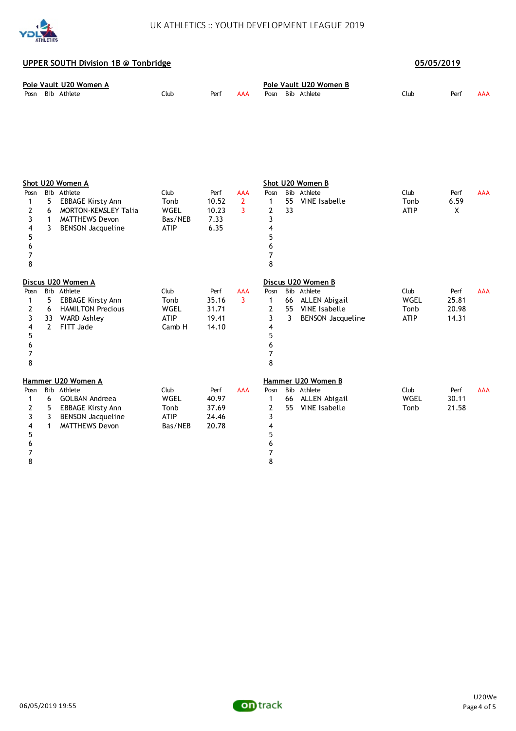UK ATHLETICS :: YOUTH DEVELOPMENT LEAGUE 2019

## UPPER SOUTH Division 1B @ Tonbridge

**05/05/2019**

### Pole Vault U20 Women A

| Posn | Bib | Athlete | Club | Perf | AAA |
|---|---|---|---|---|---|

### Pole Vault U20 Women B

| Posn | Bib | Athlete | Club | Perf | AAA |
|---|---|---|---|---|---|

### Shot U20 Women A

| Posn | Bib | Athlete | Club | Perf | AAA |
|---|---|---|---|---|---|
| 1 | 5 | EBBAGE Kirsty Ann | Tonb | 10.52 | 2 |
| 2 | 6 | MORTON-KEMSLEY Talia | WGEL | 10.23 | 3 |
| 3 | 1 | MATTHEWS Devon | Bas/NEB | 7.33 | |
| 4 | 3 | BENSON Jacqueline | ATIP | 6.35 | |
| 5 | | | | | |
| 6 | | | | | |
| 7 | | | | | |
| 8 | | | | | |

### Shot U20 Women B

| Posn | Bib | Athlete | Club | Perf | AAA |
|---|---|---|---|---|---|
| 1 | 55 | VINE Isabelle | Tonb | 6.59 | |
| 2 | 33 | | ATIP | X | |
| 3 | | | | | |
| 4 | | | | | |
| 5 | | | | | |
| 6 | | | | | |
| 7 | | | | | |
| 8 | | | | | |

### Discus U20 Women A

| Posn | Bib | Athlete | Club | Perf | AAA |
|---|---|---|---|---|---|
| 1 | 5 | EBBAGE Kirsty Ann | Tonb | 35.16 | 3 |
| 2 | 6 | HAMILTON Precious | WGEL | 31.71 | |
| 3 | 33 | WARD Ashley | ATIP | 19.41 | |
| 4 | 2 | FITT Jade | Camb H | 14.10 | |
| 5 | | | | | |
| 6 | | | | | |
| 7 | | | | | |
| 8 | | | | | |

### Discus U20 Women B

| Posn | Bib | Athlete | Club | Perf | AAA |
|---|---|---|---|---|---|
| 1 | 66 | ALLEN Abigail | WGEL | 25.81 | |
| 2 | 55 | VINE Isabelle | Tonb | 20.98 | |
| 3 | 3 | BENSON Jacqueline | ATIP | 14.31 | |
| 4 | | | | | |
| 5 | | | | | |
| 6 | | | | | |
| 7 | | | | | |
| 8 | | | | | |

### Hammer U20 Women A

| Posn | Bib | Athlete | Club | Perf | AAA |
|---|---|---|---|---|---|
| 1 | 6 | GOLBAN Andreea | WGEL | 40.97 | |
| 2 | 5 | EBBAGE Kirsty Ann | Tonb | 37.69 | |
| 3 | 3 | BENSON Jacqueline | ATIP | 24.46 | |
| 4 | 1 | MATTHEWS Devon | Bas/NEB | 20.78 | |
| 5 | | | | | |
| 6 | | | | | |
| 7 | | | | | |
| 8 | | | | | |

### Hammer U20 Women B

| Posn | Bib | Athlete | Club | Perf | AAA |
|---|---|---|---|---|---|
| 1 | 66 | ALLEN Abigail | WGEL | 30.11 | |
| 2 | 55 | VINE Isabelle | Tonb | 21.58 | |
| 3 | | | | | |
| 4 | | | | | |
| 5 | | | | | |
| 6 | | | | | |
| 7 | | | | | |
| 8 | | | | | |

06/05/2019 19:55

U20We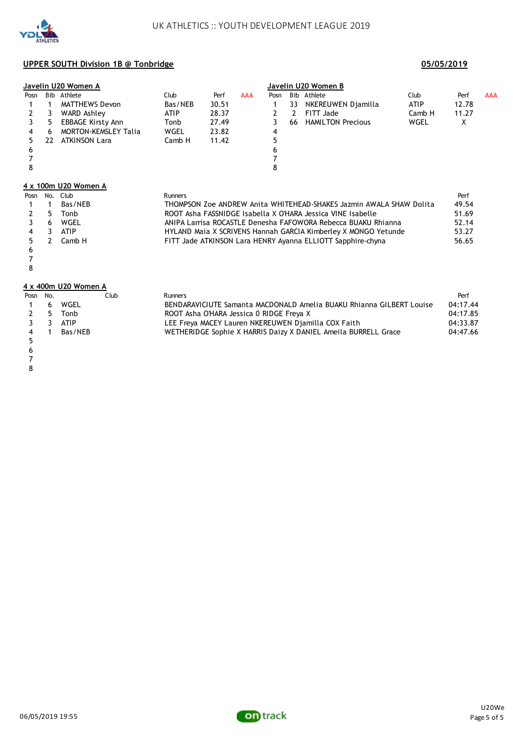UK ATHLETICS :: YOUTH DEVELOPMENT LEAGUE 2019

## UPPER SOUTH Division 1B @ Tonbridge

**05/05/2019**

### Javelin U20 Women A

| Posn | Bib | Athlete | Club | Perf | AAA |
|---|---|---|---|---|---|
| 1 | 1 | MATTHEWS Devon | Bas/NEB | 30.51 | |
| 2 | 3 | WARD Ashley | ATIP | 28.37 | |
| 3 | 5 | EBBAGE Kirsty Ann | Tonb | 27.49 | |
| 4 | 6 | MORTON-KEMSLEY Talia | WGEL | 23.82 | |
| 5 | 22 | ATKINSON Lara | Camb H | 11.42 | |
| 6 | | | | | |
| 7 | | | | | |
| 8 | | | | | |

### Javelin U20 Women B

| Posn | Bib | Athlete | Club | Perf | AAA |
|---|---|---|---|---|---|
| 1 | 33 | NKEREUWEN Djamilla | ATIP | 12.78 | |
| 2 | 2 | FITT Jade | Camb H | 11.27 | |
| 3 | 66 | HAMILTON Precious | WGEL | X | |
| 4 | | | | | |
| 5 | | | | | |
| 6 | | | | | |
| 7 | | | | | |
| 8 | | | | | |

### 4 x 100m U20 Women A

| Posn | No. | Club | Runners | Perf |
|---|---|---|---|---|
| 1 | 1 | Bas/NEB | THOMPSON Zoe ANDREW Anita WHITEHEAD-SHAKES Jazmin AWALA SHAW Dolita | 49.54 |
| 2 | 5 | Tonb | ROOT Asha FASSNIDGE Isabella X O'HARA Jessica VINE Isabelle | 51.69 |
| 3 | 6 | WGEL | ANIPA Larrisa ROCASTLE Denesha FAFOWORA Rebecca BUAKU Rhianna | 52.14 |
| 4 | 3 | ATIP | HYLAND Maia X SCRIVENS Hannah GARCIA Kimberley X MONGO Yetunde | 53.27 |
| 5 | 2 | Camb H | FITT Jade ATKINSON Lara HENRY Ayanna ELLIOTT Sapphire-chyna | 56.65 |
| 6 | | | | |
| 7 | | | | |
| 8 | | | | |

### 4 x 400m U20 Women A

| Posn | No. | Club | Runners | Perf |
|---|---|---|---|---|
| 1 | 6 | WGEL | BENDARAVICIUTE Samanta MACDONALD Amelia BUAKU Rhianna GILBERT Louise | 04:17.44 |
| 2 | 5 | Tonb | ROOT Asha O'HARA Jessica 0 RIDGE Freya X | 04:17.85 |
| 3 | 3 | ATIP | LEE Freya MACEY Lauren NKEREUWEN Djamilla COX Faith | 04:33.87 |
| 4 | 1 | Bas/NEB | WETHERIDGE Sophie X HARRIS Daizy X DANIEL Ameila BURRELL Grace | 04:47.66 |
| 5 | | | | |
| 6 | | | | |
| 7 | | | | |
| 8 | | | | |

06/05/2019 19:55

U20We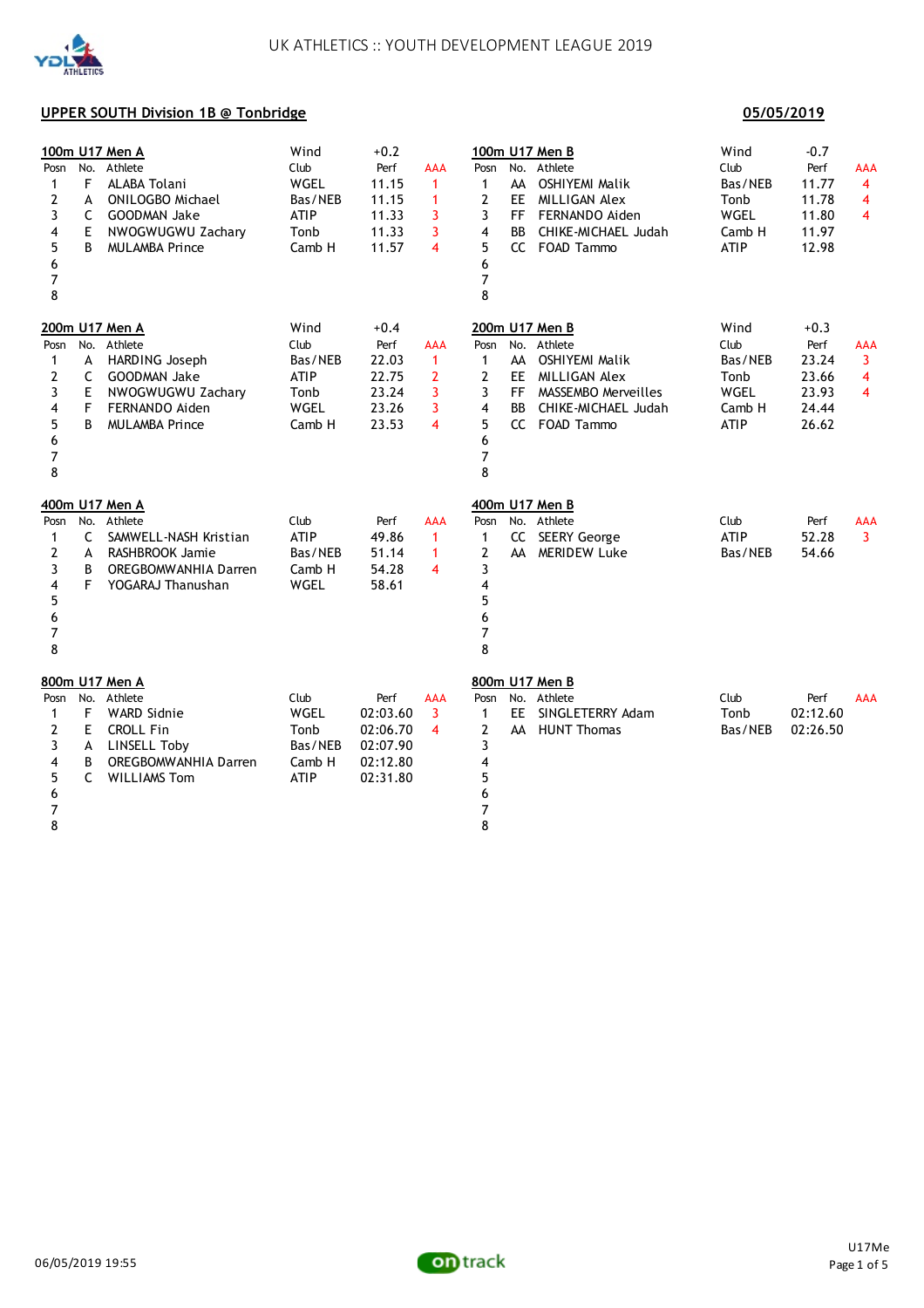UK ATHLETICS :: YOUTH DEVELOPMENT LEAGUE 2019

**UPPER SOUTH Division 1B @ Tonbridge** — **05/05/2019**

### 100m U17 Men A

Wind +0.2

| Posn | No. | Athlete | Club | Perf | AAA |
|---|---|---|---|---|---|
| 1 | F | ALABA Tolani | WGEL | 11.15 | 1 |
| 2 | A | ONILOGBO Michael | Bas/NEB | 11.15 | 1 |
| 3 | C | GOODMAN Jake | ATIP | 11.33 | 3 |
| 4 | E | NWOGWUGWU Zachary | Tonb | 11.33 | 3 |
| 5 | B | MULAMBA Prince | Camb H | 11.57 | 4 |
| 6 | | | | | |
| 7 | | | | | |
| 8 | | | | | |

### 100m U17 Men B

Wind -0.7

| Posn | No. | Athlete | Club | Perf | AAA |
|---|---|---|---|---|---|
| 1 | AA | OSHIYEMI Malik | Bas/NEB | 11.77 | 4 |
| 2 | EE | MILLIGAN Alex | Tonb | 11.78 | 4 |
| 3 | FF | FERNANDO Aiden | WGEL | 11.80 | 4 |
| 4 | BB | CHIKE-MICHAEL Judah | Camb H | 11.97 | |
| 5 | CC | FOAD Tammo | ATIP | 12.98 | |
| 6 | | | | | |
| 7 | | | | | |
| 8 | | | | | |

### 200m U17 Men A

Wind +0.4

| Posn | No. | Athlete | Club | Perf | AAA |
|---|---|---|---|---|---|
| 1 | A | HARDING Joseph | Bas/NEB | 22.03 | 1 |
| 2 | C | GOODMAN Jake | ATIP | 22.75 | 2 |
| 3 | E | NWOGWUGWU Zachary | Tonb | 23.24 | 3 |
| 4 | F | FERNANDO Aiden | WGEL | 23.26 | 3 |
| 5 | B | MULAMBA Prince | Camb H | 23.53 | 4 |
| 6 | | | | | |
| 7 | | | | | |
| 8 | | | | | |

### 200m U17 Men B

Wind +0.3

| Posn | No. | Athlete | Club | Perf | AAA |
|---|---|---|---|---|---|
| 1 | AA | OSHIYEMI Malik | Bas/NEB | 23.24 | 3 |
| 2 | EE | MILLIGAN Alex | Tonb | 23.66 | 4 |
| 3 | FF | MASSEMBO Merveilles | WGEL | 23.93 | 4 |
| 4 | BB | CHIKE-MICHAEL Judah | Camb H | 24.44 | |
| 5 | CC | FOAD Tammo | ATIP | 26.62 | |
| 6 | | | | | |
| 7 | | | | | |
| 8 | | | | | |

### 400m U17 Men A

| Posn | No. | Athlete | Club | Perf | AAA |
|---|---|---|---|---|---|
| 1 | C | SAMWELL-NASH Kristian | ATIP | 49.86 | 1 |
| 2 | A | RASHBROOK Jamie | Bas/NEB | 51.14 | 1 |
| 3 | B | OREGBOMWANHIA Darren | Camb H | 54.28 | 4 |
| 4 | F | YOGARAJ Thanushan | WGEL | 58.61 | |
| 5 | | | | | |
| 6 | | | | | |
| 7 | | | | | |
| 8 | | | | | |

### 400m U17 Men B

| Posn | No. | Athlete | Club | Perf | AAA |
|---|---|---|---|---|---|
| 1 | CC | SEERY George | ATIP | 52.28 | 3 |
| 2 | AA | MERIDEW Luke | Bas/NEB | 54.66 | |
| 3 | | | | | |
| 4 | | | | | |
| 5 | | | | | |
| 6 | | | | | |
| 7 | | | | | |
| 8 | | | | | |

### 800m U17 Men A

| Posn | No. | Athlete | Club | Perf | AAA |
|---|---|---|---|---|---|
| 1 | F | WARD Sidnie | WGEL | 02:03.60 | 3 |
| 2 | E | CROLL Fin | Tonb | 02:06.70 | 4 |
| 3 | A | LINSELL Toby | Bas/NEB | 02:07.90 | |
| 4 | B | OREGBOMWANHIA Darren | Camb H | 02:12.80 | |
| 5 | C | WILLIAMS Tom | ATIP | 02:31.80 | |
| 6 | | | | | |
| 7 | | | | | |
| 8 | | | | | |

### 800m U17 Men B

| Posn | No. | Athlete | Club | Perf | AAA |
|---|---|---|---|---|---|
| 1 | EE | SINGLETERRY Adam | Tonb | 02:12.60 | |
| 2 | AA | HUNT Thomas | Bas/NEB | 02:26.50 | |
| 3 | | | | | |
| 4 | | | | | |
| 5 | | | | | |
| 6 | | | | | |
| 7 | | | | | |
| 8 | | | | | |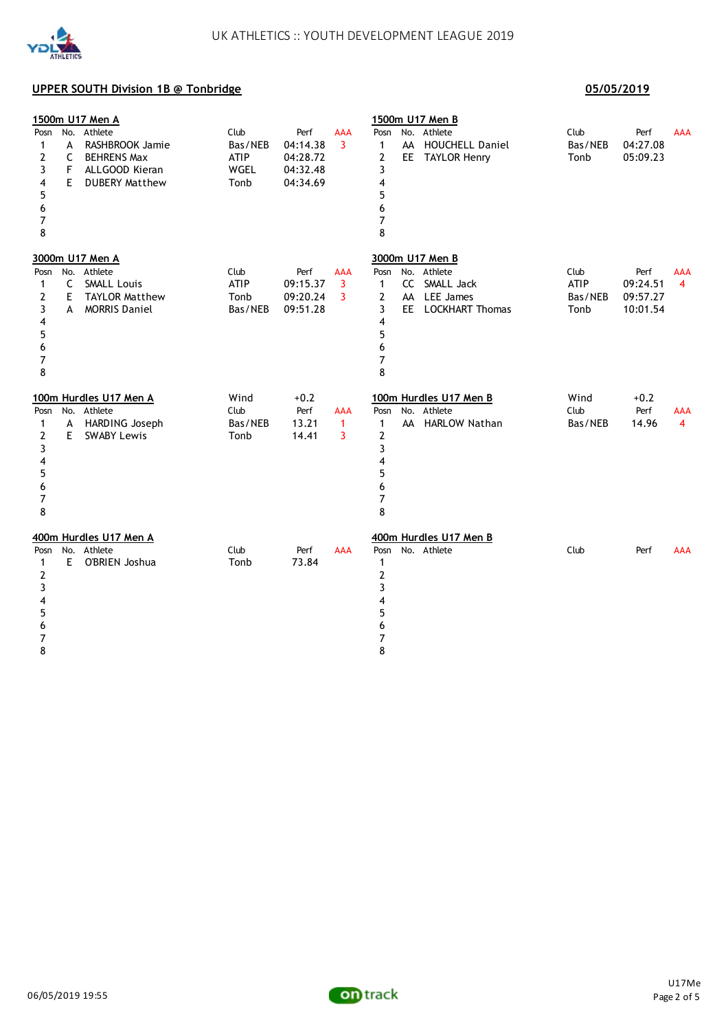UK ATHLETICS :: YOUTH DEVELOPMENT LEAGUE 2019

**UPPER SOUTH Division 1B @ Tonbridge** **05/05/2019**

### 1500m U17 Men A

| Posn | No. | Athlete | Club | Perf | AAA |
|---|---|---|---|---|---|
| 1 | A | RASHBROOK Jamie | Bas/NEB | 04:14.38 | 3 |
| 2 | C | BEHRENS Max | ATIP | 04:28.72 | |
| 3 | F | ALLGOOD Kieran | WGEL | 04:32.48 | |
| 4 | E | DUBERY Matthew | Tonb | 04:34.69 | |
| 5 | | | | | |
| 6 | | | | | |
| 7 | | | | | |
| 8 | | | | | |

### 1500m U17 Men B

| Posn | No. | Athlete | Club | Perf | AAA |
|---|---|---|---|---|---|
| 1 | AA | HOUCHELL Daniel | Bas/NEB | 04:27.08 | |
| 2 | EE | TAYLOR Henry | Tonb | 05:09.23 | |
| 3 | | | | | |
| 4 | | | | | |
| 5 | | | | | |
| 6 | | | | | |
| 7 | | | | | |
| 8 | | | | | |

### 3000m U17 Men A

| Posn | No. | Athlete | Club | Perf | AAA |
|---|---|---|---|---|---|
| 1 | C | SMALL Louis | ATIP | 09:15.37 | 3 |
| 2 | E | TAYLOR Matthew | Tonb | 09:20.24 | 3 |
| 3 | A | MORRIS Daniel | Bas/NEB | 09:51.28 | |
| 4 | | | | | |
| 5 | | | | | |
| 6 | | | | | |
| 7 | | | | | |
| 8 | | | | | |

### 3000m U17 Men B

| Posn | No. | Athlete | Club | Perf | AAA |
|---|---|---|---|---|---|
| 1 | CC | SMALL Jack | ATIP | 09:24.51 | 4 |
| 2 | AA | LEE James | Bas/NEB | 09:57.27 | |
| 3 | EE | LOCKHART Thomas | Tonb | 10:01.54 | |
| 4 | | | | | |
| 5 | | | | | |
| 6 | | | | | |
| 7 | | | | | |
| 8 | | | | | |

### 100m Hurdles U17 Men A

Wind +0.2

| Posn | No. | Athlete | Club | Perf | AAA |
|---|---|---|---|---|---|
| 1 | A | HARDING Joseph | Bas/NEB | 13.21 | 1 |
| 2 | E | SWABY Lewis | Tonb | 14.41 | 3 |
| 3 | | | | | |
| 4 | | | | | |
| 5 | | | | | |
| 6 | | | | | |
| 7 | | | | | |
| 8 | | | | | |

### 100m Hurdles U17 Men B

Wind +0.2

| Posn | No. | Athlete | Club | Perf | AAA |
|---|---|---|---|---|---|
| 1 | AA | HARLOW Nathan | Bas/NEB | 14.96 | 4 |
| 2 | | | | | |
| 3 | | | | | |
| 4 | | | | | |
| 5 | | | | | |
| 6 | | | | | |
| 7 | | | | | |
| 8 | | | | | |

### 400m Hurdles U17 Men A

| Posn | No. | Athlete | Club | Perf | AAA |
|---|---|---|---|---|---|
| 1 | E | O'BRIEN Joshua | Tonb | 73.84 | |
| 2 | | | | | |
| 3 | | | | | |
| 4 | | | | | |
| 5 | | | | | |
| 6 | | | | | |
| 7 | | | | | |
| 8 | | | | | |

### 400m Hurdles U17 Men B

| Posn | No. | Athlete | Club | Perf | AAA |
|---|---|---|---|---|---|
| 1 | | | | | |
| 2 | | | | | |
| 3 | | | | | |
| 4 | | | | | |
| 5 | | | | | |
| 6 | | | | | |
| 7 | | | | | |
| 8 | | | | | |

06/05/2019 19:55 U17Me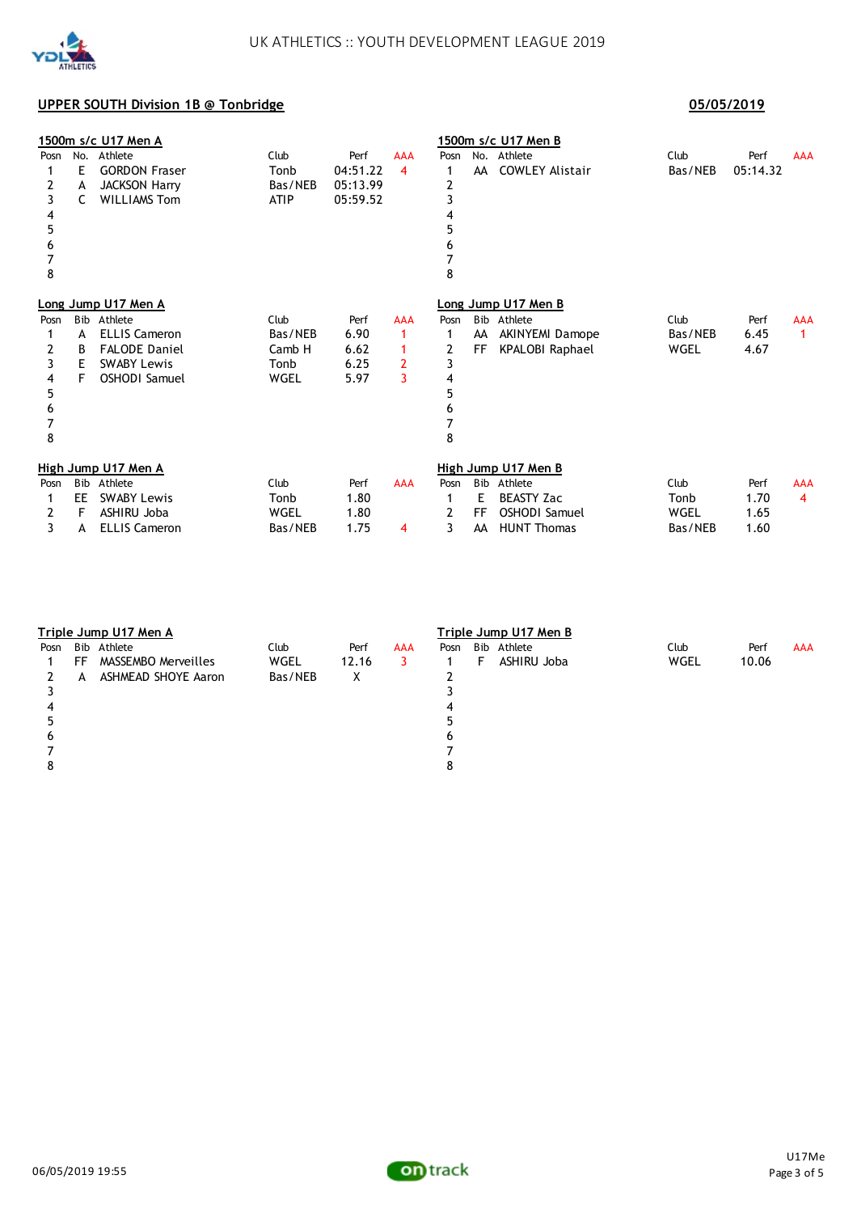UK ATHLETICS :: YOUTH DEVELOPMENT LEAGUE 2019

## UPPER SOUTH Division 1B @ Tonbridge

**05/05/2019**

### 1500m s/c U17 Men A

| Posn | No. | Athlete | Club | Perf | AAA |
|---|---|---|---|---|---|
| 1 | E | GORDON Fraser | Tonb | 04:51.22 | 4 |
| 2 | A | JACKSON Harry | Bas/NEB | 05:13.99 | |
| 3 | C | WILLIAMS Tom | ATIP | 05:59.52 | |
| 4 | | | | | |
| 5 | | | | | |
| 6 | | | | | |
| 7 | | | | | |
| 8 | | | | | |

### 1500m s/c U17 Men B

| Posn | No. | Athlete | Club | Perf | AAA |
|---|---|---|---|---|---|
| 1 | AA | COWLEY Alistair | Bas/NEB | 05:14.32 | |
| 2 | | | | | |
| 3 | | | | | |
| 4 | | | | | |
| 5 | | | | | |
| 6 | | | | | |
| 7 | | | | | |
| 8 | | | | | |

### Long Jump U17 Men A

| Posn | Bib | Athlete | Club | Perf | AAA |
|---|---|---|---|---|---|
| 1 | A | ELLIS Cameron | Bas/NEB | 6.90 | 1 |
| 2 | B | FALODE Daniel | Camb H | 6.62 | 1 |
| 3 | E | SWABY Lewis | Tonb | 6.25 | 2 |
| 4 | F | OSHODI Samuel | WGEL | 5.97 | 3 |
| 5 | | | | | |
| 6 | | | | | |
| 7 | | | | | |
| 8 | | | | | |

### Long Jump U17 Men B

| Posn | Bib | Athlete | Club | Perf | AAA |
|---|---|---|---|---|---|
| 1 | AA | AKINYEMI Damope | Bas/NEB | 6.45 | 1 |
| 2 | FF | KPALOBI Raphael | WGEL | 4.67 | |
| 3 | | | | | |
| 4 | | | | | |
| 5 | | | | | |
| 6 | | | | | |
| 7 | | | | | |
| 8 | | | | | |

### High Jump U17 Men A

| Posn | Bib | Athlete | Club | Perf | AAA |
|---|---|---|---|---|---|
| 1 | EE | SWABY Lewis | Tonb | 1.80 | |
| 2 | F | ASHIRU Joba | WGEL | 1.80 | |
| 3 | A | ELLIS Cameron | Bas/NEB | 1.75 | 4 |

### High Jump U17 Men B

| Posn | Bib | Athlete | Club | Perf | AAA |
|---|---|---|---|---|---|
| 1 | E | BEASTY Zac | Tonb | 1.70 | 4 |
| 2 | FF | OSHODI Samuel | WGEL | 1.65 | |
| 3 | AA | HUNT Thomas | Bas/NEB | 1.60 | |

### Triple Jump U17 Men A

| Posn | Bib | Athlete | Club | Perf | AAA |
|---|---|---|---|---|---|
| 1 | FF | MASSEMBO Merveilles | WGEL | 12.16 | 3 |
| 2 | A | ASHMEAD SHOYE Aaron | Bas/NEB | X | |
| 3 | | | | | |
| 4 | | | | | |
| 5 | | | | | |
| 6 | | | | | |
| 7 | | | | | |
| 8 | | | | | |

### Triple Jump U17 Men B

| Posn | Bib | Athlete | Club | Perf | AAA |
|---|---|---|---|---|---|
| 1 | F | ASHIRU Joba | WGEL | 10.06 | |
| 2 | | | | | |
| 3 | | | | | |
| 4 | | | | | |
| 5 | | | | | |
| 6 | | | | | |
| 7 | | | | | |
| 8 | | | | | |

06/05/2019 19:55

U17Me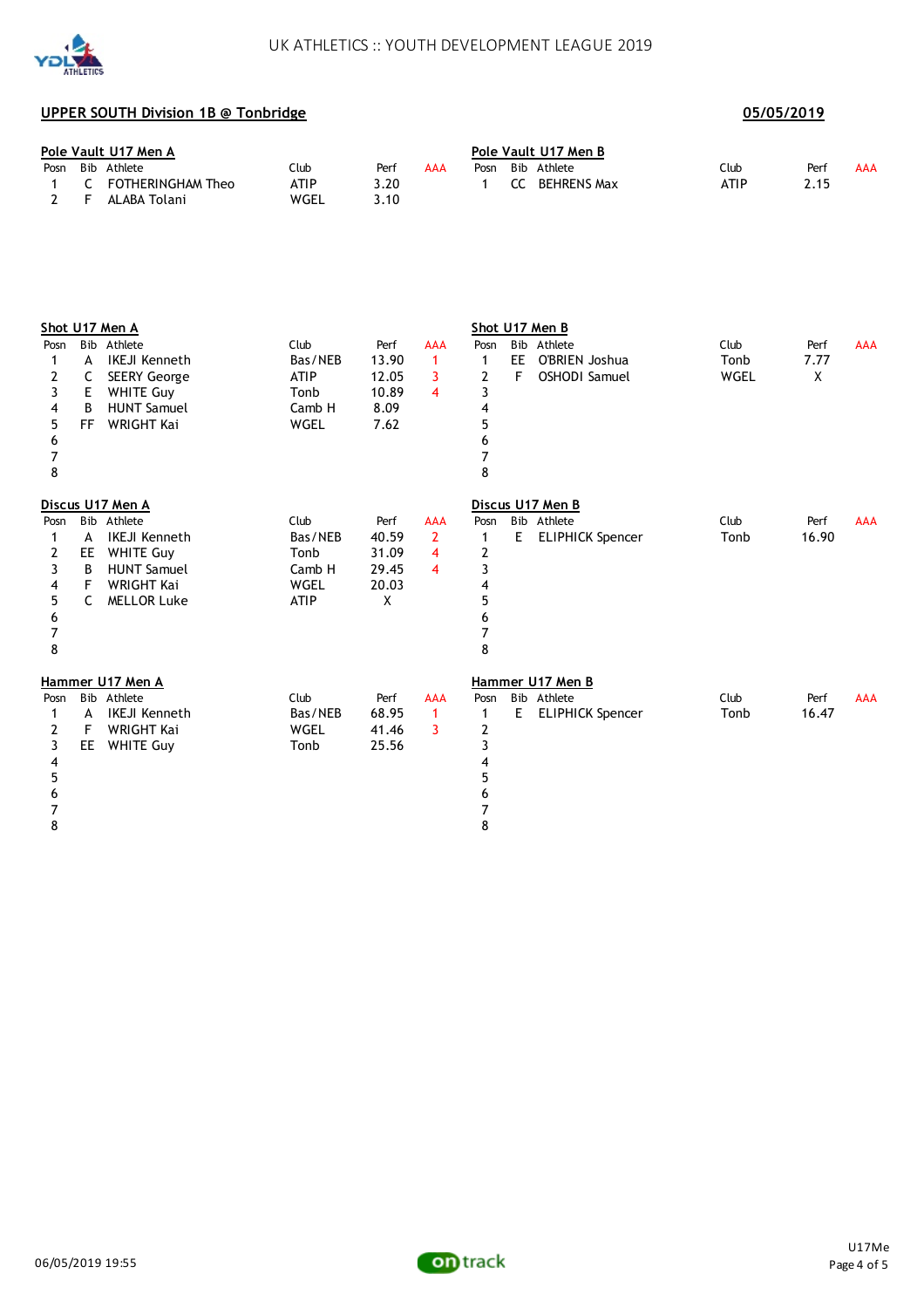## UPPER SOUTH Division 1B @ Tonbridge

**05/05/2019**

### Pole Vault U17 Men A

| Posn | Bib | Athlete | Club | Perf | AAA |
|---|---|---|---|---|---|
| 1 | C | FOTHERINGHAM Theo | ATIP | 3.20 | |
| 2 | F | ALABA Tolani | WGEL | 3.10 | |

### Pole Vault U17 Men B

| Posn | Bib | Athlete | Club | Perf | AAA |
|---|---|---|---|---|---|
| 1 | CC | BEHRENS Max | ATIP | 2.15 | |

### Shot U17 Men A

| Posn | Bib | Athlete | Club | Perf | AAA |
|---|---|---|---|---|---|
| 1 | A | IKEJI Kenneth | Bas/NEB | 13.90 | 1 |
| 2 | C | SEERY George | ATIP | 12.05 | 3 |
| 3 | E | WHITE Guy | Tonb | 10.89 | 4 |
| 4 | B | HUNT Samuel | Camb H | 8.09 | |
| 5 | FF | WRIGHT Kai | WGEL | 7.62 | |
| 6 | | | | | |
| 7 | | | | | |
| 8 | | | | | |

### Shot U17 Men B

| Posn | Bib | Athlete | Club | Perf | AAA |
|---|---|---|---|---|---|
| 1 | EE | O'BRIEN Joshua | Tonb | 7.77 | |
| 2 | F | OSHODI Samuel | WGEL | X | |
| 3 | | | | | |
| 4 | | | | | |
| 5 | | | | | |
| 6 | | | | | |
| 7 | | | | | |
| 8 | | | | | |

### Discus U17 Men A

| Posn | Bib | Athlete | Club | Perf | AAA |
|---|---|---|---|---|---|
| 1 | A | IKEJI Kenneth | Bas/NEB | 40.59 | 2 |
| 2 | EE | WHITE Guy | Tonb | 31.09 | 4 |
| 3 | B | HUNT Samuel | Camb H | 29.45 | 4 |
| 4 | F | WRIGHT Kai | WGEL | 20.03 | |
| 5 | C | MELLOR Luke | ATIP | X | |
| 6 | | | | | |
| 7 | | | | | |
| 8 | | | | | |

### Discus U17 Men B

| Posn | Bib | Athlete | Club | Perf | AAA |
|---|---|---|---|---|---|
| 1 | E | ELIPHICK Spencer | Tonb | 16.90 | |
| 2 | | | | | |
| 3 | | | | | |
| 4 | | | | | |
| 5 | | | | | |
| 6 | | | | | |
| 7 | | | | | |
| 8 | | | | | |

### Hammer U17 Men A

| Posn | Bib | Athlete | Club | Perf | AAA |
|---|---|---|---|---|---|
| 1 | A | IKEJI Kenneth | Bas/NEB | 68.95 | 1 |
| 2 | F | WRIGHT Kai | WGEL | 41.46 | 3 |
| 3 | EE | WHITE Guy | Tonb | 25.56 | |
| 4 | | | | | |
| 5 | | | | | |
| 6 | | | | | |
| 7 | | | | | |
| 8 | | | | | |

### Hammer U17 Men B

| Posn | Bib | Athlete | Club | Perf | AAA |
|---|---|---|---|---|---|
| 1 | E | ELIPHICK Spencer | Tonb | 16.47 | |
| 2 | | | | | |
| 3 | | | | | |
| 4 | | | | | |
| 5 | | | | | |
| 6 | | | | | |
| 7 | | | | | |
| 8 | | | | | |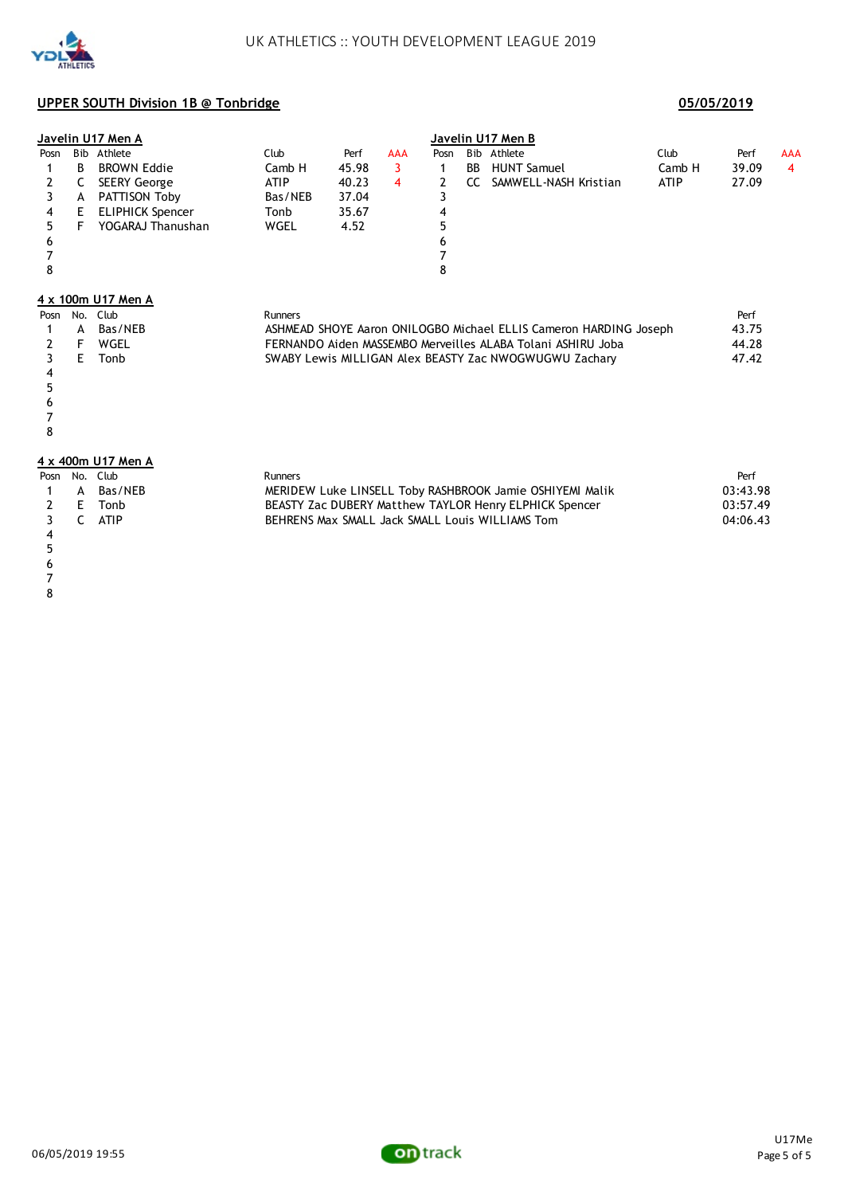## UPPER SOUTH Division 1B @ Tonbridge

**05/05/2019**

### Javelin U17 Men A

| Posn | Bib | Athlete | Club | Perf | AAA |
|---|---|---|---|---|---|
| 1 | B | BROWN Eddie | Camb H | 45.98 | 3 |
| 2 | C | SEERY George | ATIP | 40.23 | 4 |
| 3 | A | PATTISON Toby | Bas/NEB | 37.04 | |
| 4 | E | ELIPHICK Spencer | Tonb | 35.67 | |
| 5 | F | YOGARAJ Thanushan | WGEL | 4.52 | |
| 6 | | | | | |
| 7 | | | | | |
| 8 | | | | | |

### Javelin U17 Men B

| Posn | Bib | Athlete | Club | Perf | AAA |
|---|---|---|---|---|---|
| 1 | BB | HUNT Samuel | Camb H | 39.09 | 4 |
| 2 | CC | SAMWELL-NASH Kristian | ATIP | 27.09 | |
| 3 | | | | | |
| 4 | | | | | |
| 5 | | | | | |
| 6 | | | | | |
| 7 | | | | | |
| 8 | | | | | |

### 4 x 100m U17 Men A

| Posn | No. | Club | Runners | Perf |
|---|---|---|---|---|
| 1 | A | Bas/NEB | ASHMEAD SHOYE Aaron ONILOGBO Michael ELLIS Cameron HARDING Joseph | 43.75 |
| 2 | F | WGEL | FERNANDO Aiden MASSEMBO Merveilles ALABA Tolani ASHIRU Joba | 44.28 |
| 3 | E | Tonb | SWABY Lewis MILLIGAN Alex BEASTY Zac NWOGWUGWU Zachary | 47.42 |
| 4 | | | | |
| 5 | | | | |
| 6 | | | | |
| 7 | | | | |
| 8 | | | | |

### 4 x 400m U17 Men A

| Posn | No. | Club | Runners | Perf |
|---|---|---|---|---|
| 1 | A | Bas/NEB | MERIDEW Luke LINSELL Toby RASHBROOK Jamie OSHIYEMI Malik | 03:43.98 |
| 2 | E | Tonb | BEASTY Zac DUBERY Matthew TAYLOR Henry ELPHICK Spencer | 03:57.49 |
| 3 | C | ATIP | BEHRENS Max SMALL Jack SMALL Louis WILLIAMS Tom | 04:06.43 |
| 4 | | | | |
| 5 | | | | |
| 6 | | | | |
| 7 | | | | |
| 8 | | | | |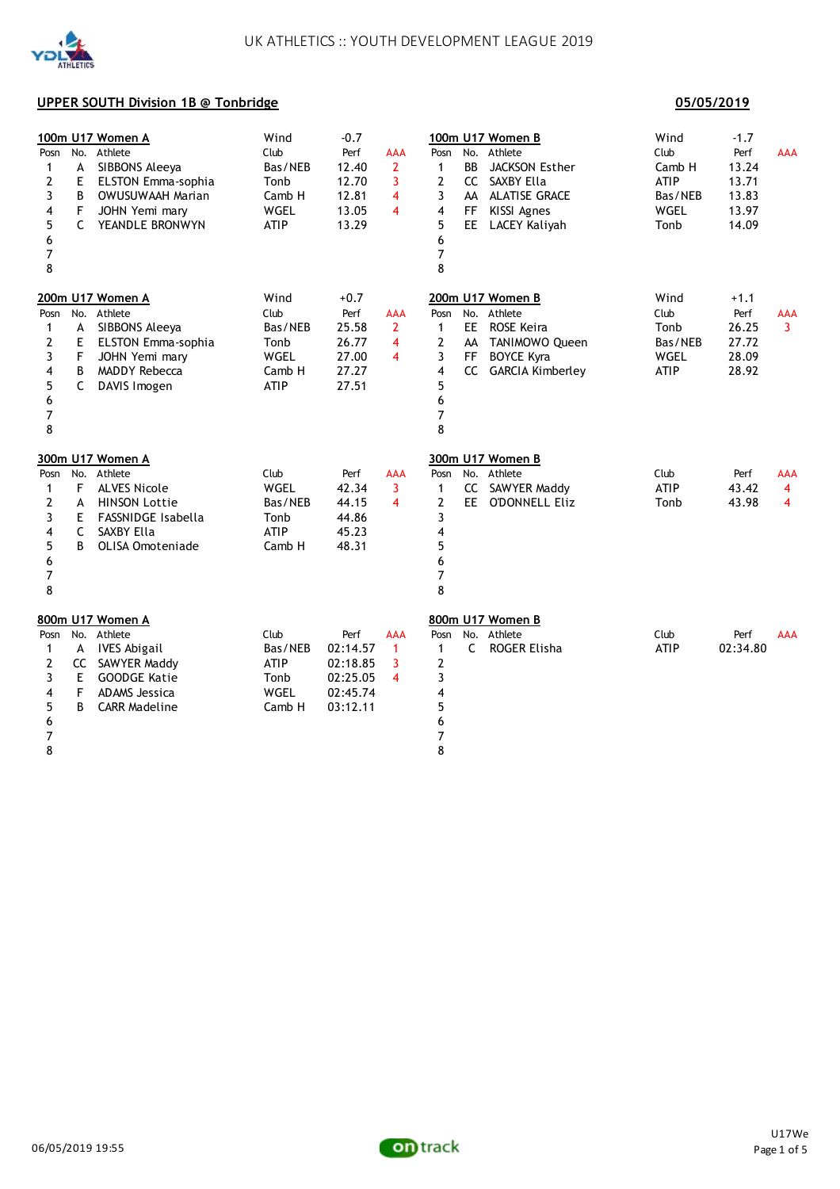UK ATHLETICS :: YOUTH DEVELOPMENT LEAGUE 2019

**UPPER SOUTH Division 1B @ Tonbridge** **05/05/2019**

### 100m U17 Women A

Wind -0.7

| Posn | No. | Athlete | Club | Perf | AAA |
|---|---|---|---|---|---|
| 1 | A | SIBBONS Aleeya | Bas/NEB | 12.40 | 2 |
| 2 | E | ELSTON Emma-sophia | Tonb | 12.70 | 3 |
| 3 | B | OWUSUWAAH Marian | Camb H | 12.81 | 4 |
| 4 | F | JOHN Yemi mary | WGEL | 13.05 | 4 |
| 5 | C | YEANDLE BRONWYN | ATIP | 13.29 | |
| 6 | | | | | |
| 7 | | | | | |
| 8 | | | | | |

### 100m U17 Women B

Wind -1.7

| Posn | No. | Athlete | Club | Perf | AAA |
|---|---|---|---|---|---|
| 1 | BB | JACKSON Esther | Camb H | 13.24 | |
| 2 | CC | SAXBY Ella | ATIP | 13.71 | |
| 3 | AA | ALATISE GRACE | Bas/NEB | 13.83 | |
| 4 | FF | KISSI Agnes | WGEL | 13.97 | |
| 5 | EE | LACEY Kaliyah | Tonb | 14.09 | |
| 6 | | | | | |
| 7 | | | | | |
| 8 | | | | | |

### 200m U17 Women A

Wind +0.7

| Posn | No. | Athlete | Club | Perf | AAA |
|---|---|---|---|---|---|
| 1 | A | SIBBONS Aleeya | Bas/NEB | 25.58 | 2 |
| 2 | E | ELSTON Emma-sophia | Tonb | 26.77 | 4 |
| 3 | F | JOHN Yemi mary | WGEL | 27.00 | 4 |
| 4 | B | MADDY Rebecca | Camb H | 27.27 | |
| 5 | C | DAVIS Imogen | ATIP | 27.51 | |
| 6 | | | | | |
| 7 | | | | | |
| 8 | | | | | |

### 200m U17 Women B

Wind +1.1

| Posn | No. | Athlete | Club | Perf | AAA |
|---|---|---|---|---|---|
| 1 | EE | ROSE Keira | Tonb | 26.25 | 3 |
| 2 | AA | TANIMOWO Queen | Bas/NEB | 27.72 | |
| 3 | FF | BOYCE Kyra | WGEL | 28.09 | |
| 4 | CC | GARCIA Kimberley | ATIP | 28.92 | |
| 5 | | | | | |
| 6 | | | | | |
| 7 | | | | | |
| 8 | | | | | |

### 300m U17 Women A

| Posn | No. | Athlete | Club | Perf | AAA |
|---|---|---|---|---|---|
| 1 | F | ALVES Nicole | WGEL | 42.34 | 3 |
| 2 | A | HINSON Lottie | Bas/NEB | 44.15 | 4 |
| 3 | E | FASSNIDGE Isabella | Tonb | 44.86 | |
| 4 | C | SAXBY Ella | ATIP | 45.23 | |
| 5 | B | OLISA Omoteniade | Camb H | 48.31 | |
| 6 | | | | | |
| 7 | | | | | |
| 8 | | | | | |

### 300m U17 Women B

| Posn | No. | Athlete | Club | Perf | AAA |
|---|---|---|---|---|---|
| 1 | CC | SAWYER Maddy | ATIP | 43.42 | 4 |
| 2 | EE | O'DONNELL Eliz | Tonb | 43.98 | 4 |
| 3 | | | | | |
| 4 | | | | | |
| 5 | | | | | |
| 6 | | | | | |
| 7 | | | | | |
| 8 | | | | | |

### 800m U17 Women A

| Posn | No. | Athlete | Club | Perf | AAA |
|---|---|---|---|---|---|
| 1 | A | IVES Abigail | Bas/NEB | 02:14.57 | 1 |
| 2 | CC | SAWYER Maddy | ATIP | 02:18.85 | 3 |
| 3 | E | GOODGE Katie | Tonb | 02:25.05 | 4 |
| 4 | F | ADAMS Jessica | WGEL | 02:45.74 | |
| 5 | B | CARR Madeline | Camb H | 03:12.11 | |
| 6 | | | | | |
| 7 | | | | | |
| 8 | | | | | |

### 800m U17 Women B

| Posn | No. | Athlete | Club | Perf | AAA |
|---|---|---|---|---|---|
| 1 | C | ROGER Elisha | ATIP | 02:34.80 | |
| 2 | | | | | |
| 3 | | | | | |
| 4 | | | | | |
| 5 | | | | | |
| 6 | | | | | |
| 7 | | | | | |
| 8 | | | | | |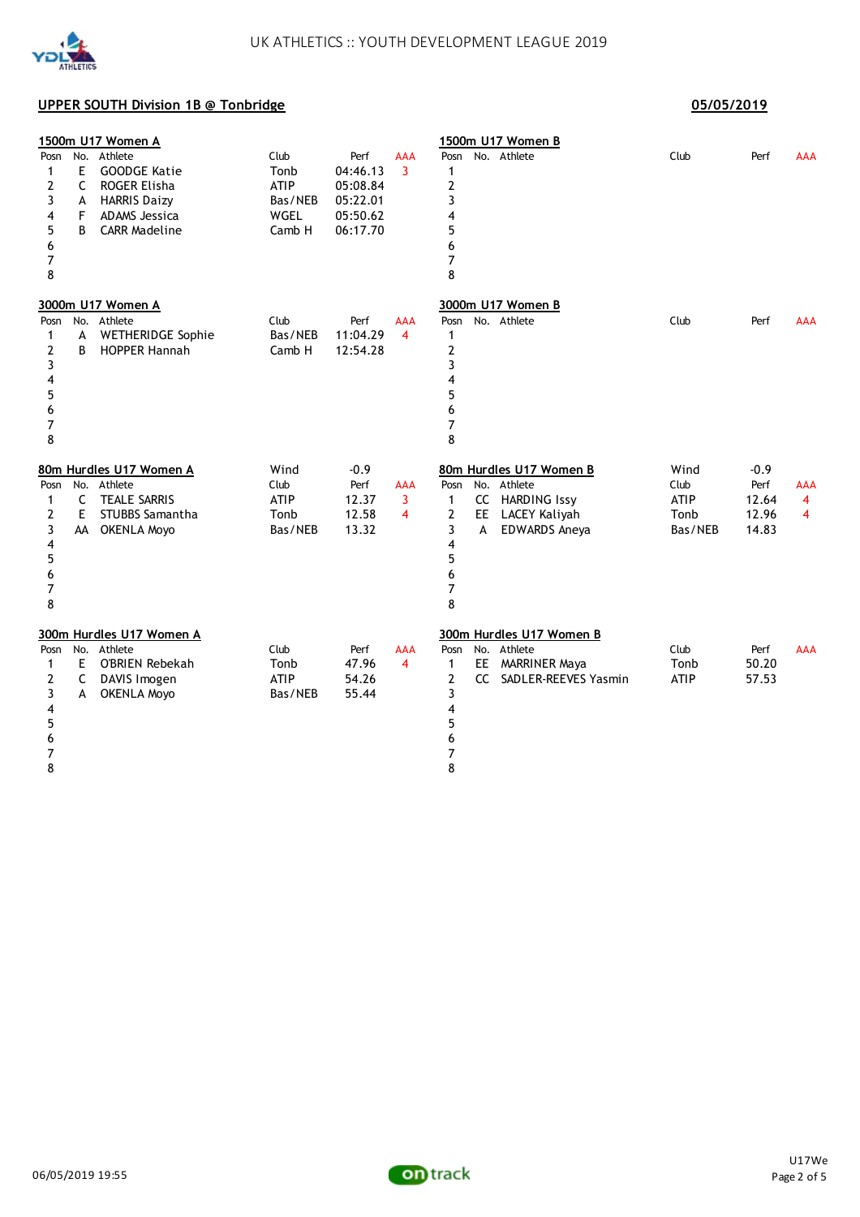UK ATHLETICS :: YOUTH DEVELOPMENT LEAGUE 2019

## UPPER SOUTH Division 1B @ Tonbridge

05/05/2019

### 1500m U17 Women A

| Posn | No. | Athlete | Club | Perf | AAA |
|---|---|---|---|---|---|
| 1 | E | GOODGE Katie | Tonb | 04:46.13 | 3 |
| 2 | C | ROGER Elisha | ATIP | 05:08.84 | |
| 3 | A | HARRIS Daizy | Bas/NEB | 05:22.01 | |
| 4 | F | ADAMS Jessica | WGEL | 05:50.62 | |
| 5 | B | CARR Madeline | Camb H | 06:17.70 | |
| 6 | | | | | |
| 7 | | | | | |
| 8 | | | | | |

### 1500m U17 Women B

| Posn | No. | Athlete | Club | Perf | AAA |
|---|---|---|---|---|---|
| 1 | | | | | |
| 2 | | | | | |
| 3 | | | | | |
| 4 | | | | | |
| 5 | | | | | |
| 6 | | | | | |
| 7 | | | | | |
| 8 | | | | | |

### 3000m U17 Women A

| Posn | No. | Athlete | Club | Perf | AAA |
|---|---|---|---|---|---|
| 1 | A | WETHERIDGE Sophie | Bas/NEB | 11:04.29 | 4 |
| 2 | B | HOPPER Hannah | Camb H | 12:54.28 | |
| 3 | | | | | |
| 4 | | | | | |
| 5 | | | | | |
| 6 | | | | | |
| 7 | | | | | |
| 8 | | | | | |

### 3000m U17 Women B

| Posn | No. | Athlete | Club | Perf | AAA |
|---|---|---|---|---|---|
| 1 | | | | | |
| 2 | | | | | |
| 3 | | | | | |
| 4 | | | | | |
| 5 | | | | | |
| 6 | | | | | |
| 7 | | | | | |
| 8 | | | | | |

### 80m Hurdles U17 Women A

Wind -0.9

| Posn | No. | Athlete | Club | Perf | AAA |
|---|---|---|---|---|---|
| 1 | C | TEALE SARRIS | ATIP | 12.37 | 3 |
| 2 | E | STUBBS Samantha | Tonb | 12.58 | 4 |
| 3 | AA | OKENLA Moyo | Bas/NEB | 13.32 | |
| 4 | | | | | |
| 5 | | | | | |
| 6 | | | | | |
| 7 | | | | | |
| 8 | | | | | |

### 80m Hurdles U17 Women B

Wind -0.9

| Posn | No. | Athlete | Club | Perf | AAA |
|---|---|---|---|---|---|
| 1 | CC | HARDING Issy | ATIP | 12.64 | 4 |
| 2 | EE | LACEY Kaliyah | Tonb | 12.96 | 4 |
| 3 | A | EDWARDS Aneya | Bas/NEB | 14.83 | |
| 4 | | | | | |
| 5 | | | | | |
| 6 | | | | | |
| 7 | | | | | |
| 8 | | | | | |

### 300m Hurdles U17 Women A

| Posn | No. | Athlete | Club | Perf | AAA |
|---|---|---|---|---|---|
| 1 | E | O'BRIEN Rebekah | Tonb | 47.96 | 4 |
| 2 | C | DAVIS Imogen | ATIP | 54.26 | |
| 3 | A | OKENLA Moyo | Bas/NEB | 55.44 | |
| 4 | | | | | |
| 5 | | | | | |
| 6 | | | | | |
| 7 | | | | | |
| 8 | | | | | |

### 300m Hurdles U17 Women B

| Posn | No. | Athlete | Club | Perf | AAA |
|---|---|---|---|---|---|
| 1 | EE | MARRINER Maya | Tonb | 50.20 | |
| 2 | CC | SADLER-REEVES Yasmin | ATIP | 57.53 | |
| 3 | | | | | |
| 4 | | | | | |
| 5 | | | | | |
| 6 | | | | | |
| 7 | | | | | |
| 8 | | | | | |

06/05/2019 19:55

U17We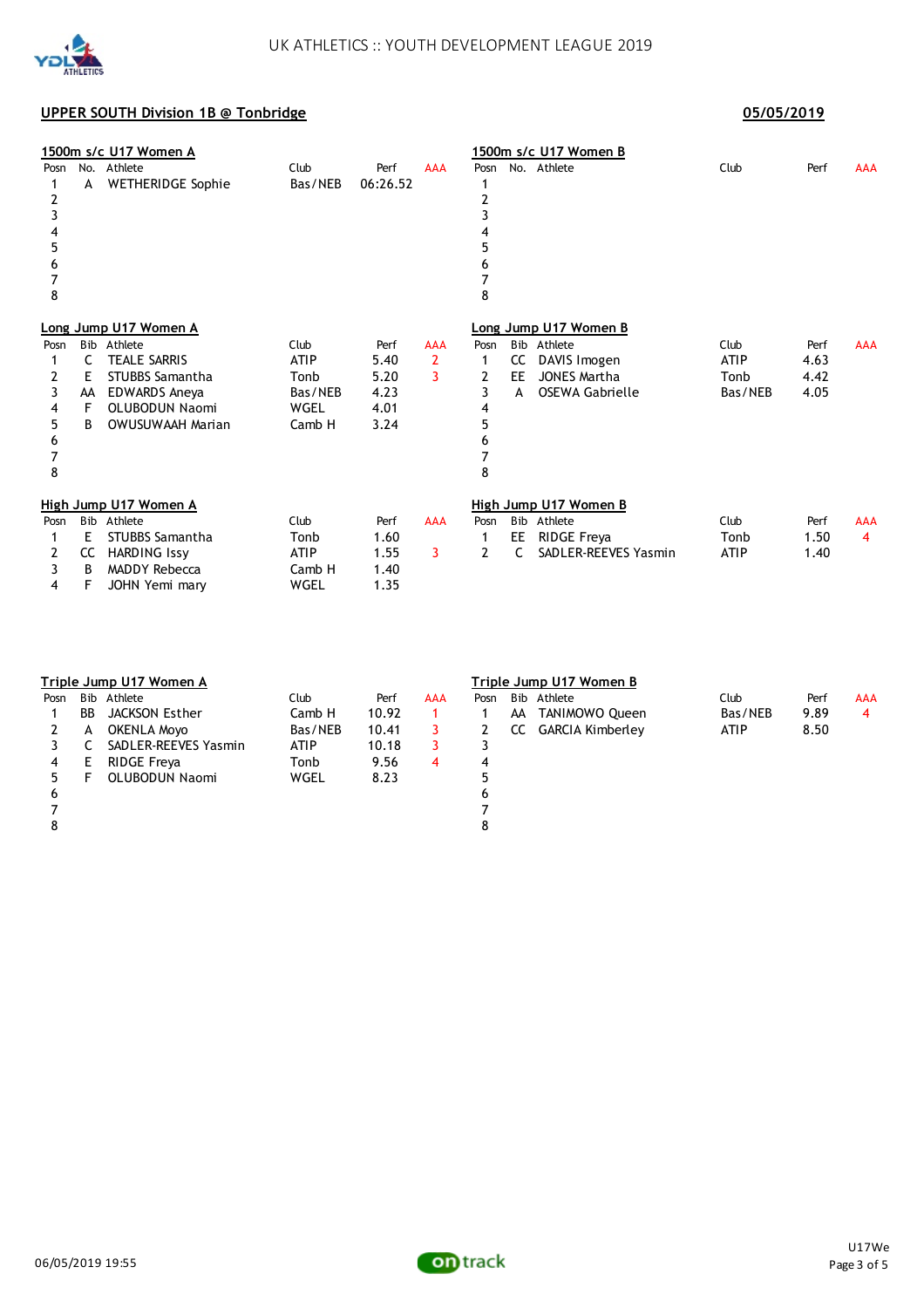UK ATHLETICS :: YOUTH DEVELOPMENT LEAGUE 2019

## UPPER SOUTH Division 1B @ Tonbridge

05/05/2019

### 1500m s/c U17 Women A

| Posn | No. | Athlete | Club | Perf | AAA |
|---|---|---|---|---|---|
| 1 | A | WETHERIDGE Sophie | Bas/NEB | 06:26.52 | |
| 2 | | | | | |
| 3 | | | | | |
| 4 | | | | | |
| 5 | | | | | |
| 6 | | | | | |
| 7 | | | | | |
| 8 | | | | | |

### 1500m s/c U17 Women B

| Posn | No. | Athlete | Club | Perf | AAA |
|---|---|---|---|---|---|
| 1 | | | | | |
| 2 | | | | | |
| 3 | | | | | |
| 4 | | | | | |
| 5 | | | | | |
| 6 | | | | | |
| 7 | | | | | |
| 8 | | | | | |

### Long Jump U17 Women A

| Posn | Bib | Athlete | Club | Perf | AAA |
|---|---|---|---|---|---|
| 1 | C | TEALE SARRIS | ATIP | 5.40 | 2 |
| 2 | E | STUBBS Samantha | Tonb | 5.20 | 3 |
| 3 | AA | EDWARDS Aneya | Bas/NEB | 4.23 | |
| 4 | F | OLUBODUN Naomi | WGEL | 4.01 | |
| 5 | B | OWUSUWAAH Marian | Camb H | 3.24 | |
| 6 | | | | | |
| 7 | | | | | |
| 8 | | | | | |

### Long Jump U17 Women B

| Posn | Bib | Athlete | Club | Perf | AAA |
|---|---|---|---|---|---|
| 1 | CC | DAVIS Imogen | ATIP | 4.63 | |
| 2 | EE | JONES Martha | Tonb | 4.42 | |
| 3 | A | OSEWA Gabrielle | Bas/NEB | 4.05 | |
| 4 | | | | | |
| 5 | | | | | |
| 6 | | | | | |
| 7 | | | | | |
| 8 | | | | | |

### High Jump U17 Women A

| Posn | Bib | Athlete | Club | Perf | AAA |
|---|---|---|---|---|---|
| 1 | E | STUBBS Samantha | Tonb | 1.60 | |
| 2 | CC | HARDING Issy | ATIP | 1.55 | 3 |
| 3 | B | MADDY Rebecca | Camb H | 1.40 | |
| 4 | F | JOHN Yemi mary | WGEL | 1.35 | |

### High Jump U17 Women B

| Posn | Bib | Athlete | Club | Perf | AAA |
|---|---|---|---|---|---|
| 1 | EE | RIDGE Freya | Tonb | 1.50 | 4 |
| 2 | C | SADLER-REEVES Yasmin | ATIP | 1.40 | |

### Triple Jump U17 Women A

| Posn | Bib | Athlete | Club | Perf | AAA |
|---|---|---|---|---|---|
| 1 | BB | JACKSON Esther | Camb H | 10.92 | 1 |
| 2 | A | OKENLA Moyo | Bas/NEB | 10.41 | 3 |
| 3 | C | SADLER-REEVES Yasmin | ATIP | 10.18 | 3 |
| 4 | E | RIDGE Freya | Tonb | 9.56 | 4 |
| 5 | F | OLUBODUN Naomi | WGEL | 8.23 | |
| 6 | | | | | |
| 7 | | | | | |
| 8 | | | | | |

### Triple Jump U17 Women B

| Posn | Bib | Athlete | Club | Perf | AAA |
|---|---|---|---|---|---|
| 1 | AA | TANIMOWO Queen | Bas/NEB | 9.89 | 4 |
| 2 | CC | GARCIA Kimberley | ATIP | 8.50 | |
| 3 | | | | | |
| 4 | | | | | |
| 5 | | | | | |
| 6 | | | | | |
| 7 | | | | | |
| 8 | | | | | |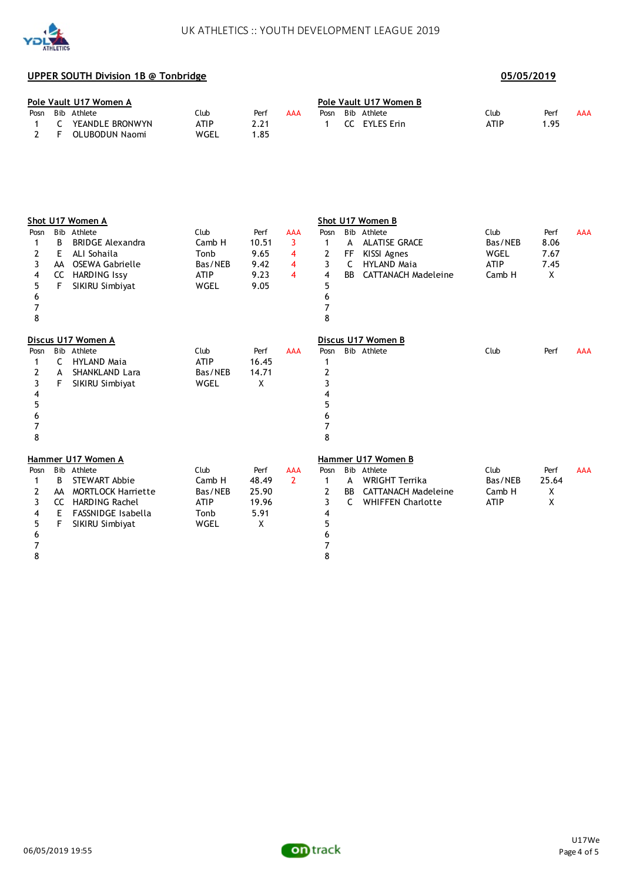## UPPER SOUTH Division 1B @ Tonbridge

05/05/2019

### Pole Vault U17 Women A

| Posn | Bib | Athlete | Club | Perf | AAA |
|---|---|---|---|---|---|
| 1 | C | YEANDLE BRONWYN | ATIP | 2.21 | |
| 2 | F | OLUBODUN Naomi | WGEL | 1.85 | |

### Pole Vault U17 Women B

| Posn | Bib | Athlete | Club | Perf | AAA |
|---|---|---|---|---|---|
| 1 | CC | EYLES Erin | ATIP | 1.95 | |

### Shot U17 Women A

| Posn | Bib | Athlete | Club | Perf | AAA |
|---|---|---|---|---|---|
| 1 | B | BRIDGE Alexandra | Camb H | 10.51 | 3 |
| 2 | E | ALI Sohaila | Tonb | 9.65 | 4 |
| 3 | AA | OSEWA Gabrielle | Bas/NEB | 9.42 | 4 |
| 4 | CC | HARDING Issy | ATIP | 9.23 | 4 |
| 5 | F | SIKIRU Simbiyat | WGEL | 9.05 | |
| 6 | | | | | |
| 7 | | | | | |
| 8 | | | | | |

### Shot U17 Women B

| Posn | Bib | Athlete | Club | Perf | AAA |
|---|---|---|---|---|---|
| 1 | A | ALATISE GRACE | Bas/NEB | 8.06 | |
| 2 | FF | KISSI Agnes | WGEL | 7.67 | |
| 3 | C | HYLAND Maia | ATIP | 7.45 | |
| 4 | BB | CATTANACH Madeleine | Camb H | X | |
| 5 | | | | | |
| 6 | | | | | |
| 7 | | | | | |
| 8 | | | | | |

### Discus U17 Women A

| Posn | Bib | Athlete | Club | Perf | AAA |
|---|---|---|---|---|---|
| 1 | C | HYLAND Maia | ATIP | 16.45 | |
| 2 | A | SHANKLAND Lara | Bas/NEB | 14.71 | |
| 3 | F | SIKIRU Simbiyat | WGEL | X | |
| 4 | | | | | |
| 5 | | | | | |
| 6 | | | | | |
| 7 | | | | | |
| 8 | | | | | |

### Discus U17 Women B

| Posn | Bib | Athlete | Club | Perf | AAA |
|---|---|---|---|---|---|
| 1 | | | | | |
| 2 | | | | | |
| 3 | | | | | |
| 4 | | | | | |
| 5 | | | | | |
| 6 | | | | | |
| 7 | | | | | |
| 8 | | | | | |

### Hammer U17 Women A

| Posn | Bib | Athlete | Club | Perf | AAA |
|---|---|---|---|---|---|
| 1 | B | STEWART Abbie | Camb H | 48.49 | 2 |
| 2 | AA | MORTLOCK Harriette | Bas/NEB | 25.90 | |
| 3 | CC | HARDING Rachel | ATIP | 19.96 | |
| 4 | E | FASSNIDGE Isabella | Tonb | 5.91 | |
| 5 | F | SIKIRU Simbiyat | WGEL | X | |
| 6 | | | | | |
| 7 | | | | | |
| 8 | | | | | |

### Hammer U17 Women B

| Posn | Bib | Athlete | Club | Perf | AAA |
|---|---|---|---|---|---|
| 1 | A | WRIGHT Terrika | Bas/NEB | 25.64 | |
| 2 | BB | CATTANACH Madeleine | Camb H | X | |
| 3 | C | WHIFFEN Charlotte | ATIP | X | |
| 4 | | | | | |
| 5 | | | | | |
| 6 | | | | | |
| 7 | | | | | |
| 8 | | | | | |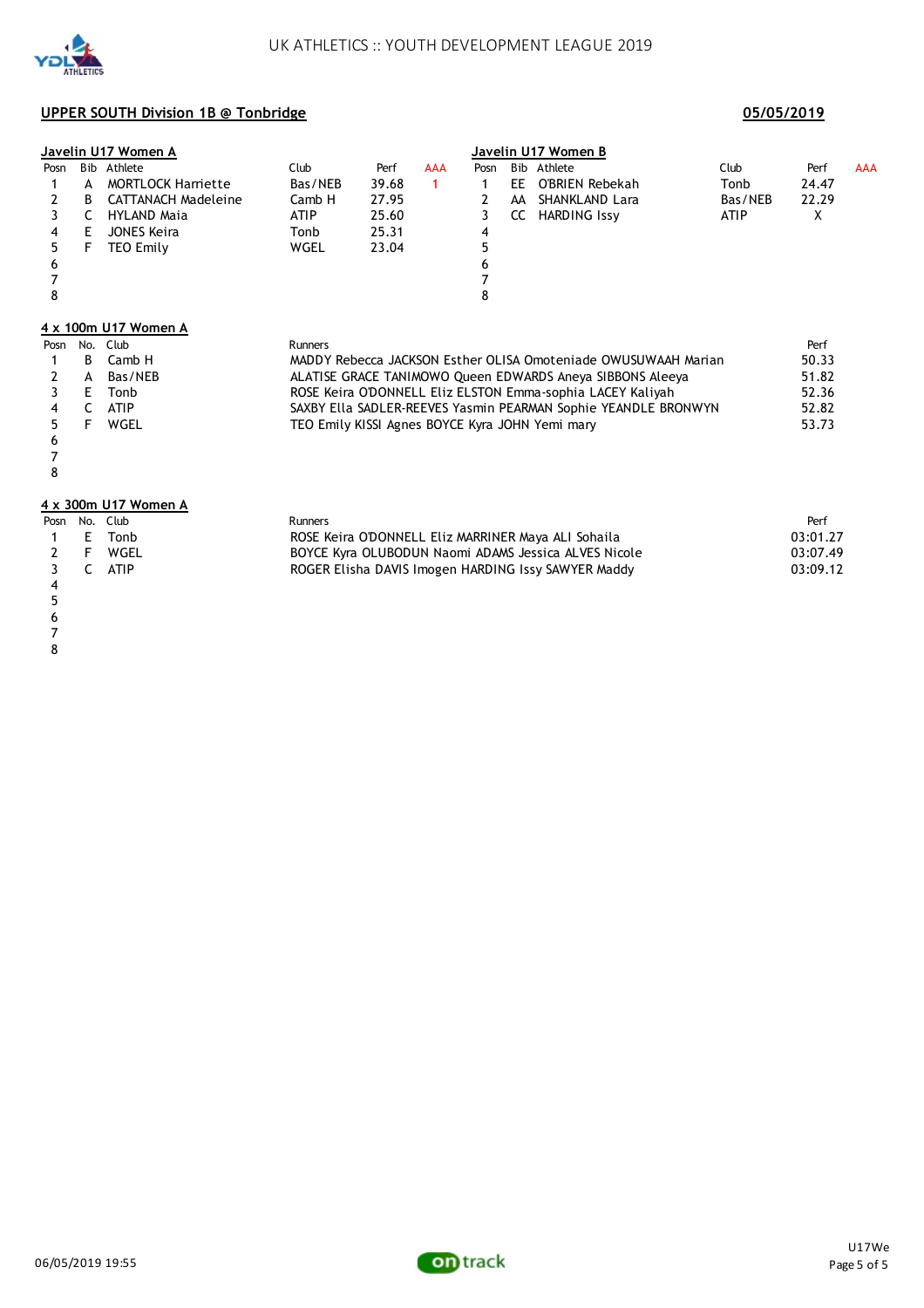## UPPER SOUTH Division 1B @ Tonbridge

**05/05/2019**

### Javelin U17 Women A

| Posn | Bib | Athlete | Club | Perf | AAA |
|---|---|---|---|---|---|
| 1 | A | MORTLOCK Harriette | Bas/NEB | 39.68 | 1 |
| 2 | B | CATTANACH Madeleine | Camb H | 27.95 | |
| 3 | C | HYLAND Maia | ATIP | 25.60 | |
| 4 | E | JONES Keira | Tonb | 25.31 | |
| 5 | F | TEO Emily | WGEL | 23.04 | |
| 6 | | | | | |
| 7 | | | | | |
| 8 | | | | | |

### Javelin U17 Women B

| Posn | Bib | Athlete | Club | Perf | AAA |
|---|---|---|---|---|---|
| 1 | EE | O'BRIEN Rebekah | Tonb | 24.47 | |
| 2 | AA | SHANKLAND Lara | Bas/NEB | 22.29 | |
| 3 | CC | HARDING Issy | ATIP | X | |
| 4 | | | | | |
| 5 | | | | | |
| 6 | | | | | |
| 7 | | | | | |
| 8 | | | | | |

### 4 x 100m U17 Women A

| Posn | No. | Club | Runners | Perf |
|---|---|---|---|---|
| 1 | B | Camb H | MADDY Rebecca JACKSON Esther OLISA Omoteniade OWUSUWAAH Marian | 50.33 |
| 2 | A | Bas/NEB | ALATISE GRACE TANIMOWO Queen EDWARDS Aneya SIBBONS Aleeya | 51.82 |
| 3 | E | Tonb | ROSE Keira O'DONNELL Eliz ELSTON Emma-sophia LACEY Kaliyah | 52.36 |
| 4 | C | ATIP | SAXBY Ella SADLER-REEVES Yasmin PEARMAN Sophie YEANDLE BRONWYN | 52.82 |
| 5 | F | WGEL | TEO Emily KISSI Agnes BOYCE Kyra JOHN Yemi mary | 53.73 |
| 6 | | | | |
| 7 | | | | |
| 8 | | | | |

### 4 x 300m U17 Women A

| Posn | No. | Club | Runners | Perf |
|---|---|---|---|---|
| 1 | E | Tonb | ROSE Keira O'DONNELL Eliz MARRINER Maya ALI Sohaila | 03:01.27 |
| 2 | F | WGEL | BOYCE Kyra OLUBODUN Naomi ADAMS Jessica ALVES Nicole | 03:07.49 |
| 3 | C | ATIP | ROGER Elisha DAVIS Imogen HARDING Issy SAWYER Maddy | 03:09.12 |
| 4 | | | | |
| 5 | | | | |
| 6 | | | | |
| 7 | | | | |
| 8 | | | | |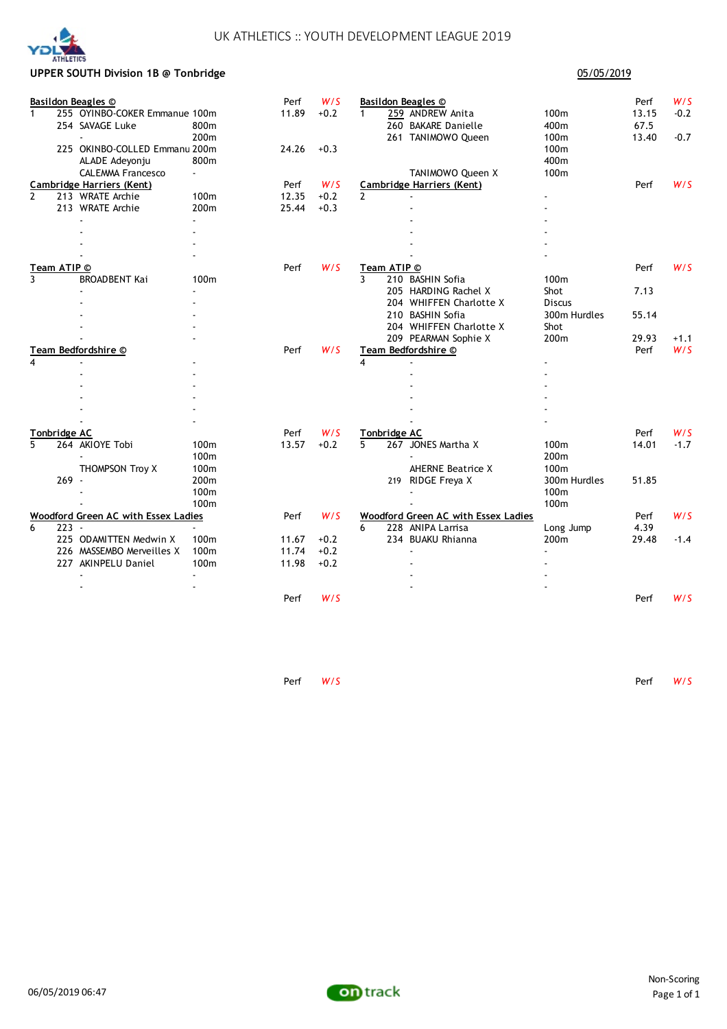# UK ATHLETICS :: YOUTH DEVELOPMENT LEAGUE 2019

## UPPER SOUTH Division 1B @ Tonbridge

05/05/2019

| | | | | Perf | W/S | | | | | Perf | W/S |
|---|---|---|---|---|---|---|---|---|---|---|---|
| **Basildon Beagles ©** | | | | | | **Basildon Beagles ©** | | | | | |
| 1 | 255 | OYINBO-COKER Emmanue | 100m | 11.89 | +0.2 | 1 | 259 | ANDREW Anita | 100m | 13.15 | -0.2 |
| | 254 | SAVAGE Luke | 800m | | | | 260 | BAKARE Danielle | 400m | 67.5 | |
| | | - | 200m | | | | 261 | TANIMOWO Queen | 100m | 13.40 | -0.7 |
| | 225 | OKINBO-COLLED Emmanu | 200m | 24.26 | +0.3 | | | | 100m | | |
| | | ALADE Adeyonju | 800m | | | | | | 400m | | |
| | | CALEMMA Francesco | - | | | | | TANIMOWO Queen X | 100m | | |
| **Cambridge Harriers (Kent)** | | | | Perf | W/S | **Cambridge Harriers (Kent)** | | | | Perf | W/S |
| 2 | 213 | WRATE Archie | 100m | 12.35 | +0.2 | 2 | | - | - | | |
| | 213 | WRATE Archie | 200m | 25.44 | +0.3 | | | - | - | | |
| | | - | - | | | | | - | - | | |
| | | - | - | | | | | - | - | | |
| | | - | - | | | | | - | - | | |
| | | - | - | | | | | - | - | | |
| **Team ATIP ©** | | | | Perf | W/S | **Team ATIP ©** | | | | Perf | W/S |
| 3 | | BROADBENT Kai | 100m | | | 3 | 210 | BASHIN Sofia | 100m | | |
| | | - | - | | | | 205 | HARDING Rachel X | Shot | 7.13 | |
| | | - | - | | | | 204 | WHIFFEN Charlotte X | Discus | | |
| | | - | - | | | | 210 | BASHIN Sofia | 300m Hurdles | 55.14 | |
| | | - | - | | | | 204 | WHIFFEN Charlotte X | Shot | | |
| | | - | - | | | | 209 | PEARMAN Sophie X | 200m | 29.93 | +1.1 |
| **Team Bedfordshire ©** | | | | Perf | W/S | **Team Bedfordshire ©** | | | | Perf | W/S |
| 4 | | - | - | | | 4 | | - | - | | |
| | | - | - | | | | | - | - | | |
| | | - | - | | | | | - | - | | |
| | | - | - | | | | | - | - | | |
| | | - | - | | | | | - | - | | |
| | | - | - | | | | | - | - | | |
| **Tonbridge AC** | | | | Perf | W/S | **Tonbridge AC** | | | | Perf | W/S |
| 5 | 264 | AKIOYE Tobi | 100m | 13.57 | +0.2 | 5 | 267 | JONES Martha X | 100m | 14.01 | -1.7 |
| | | - | 100m | | | | | - | 200m | | |
| | | THOMPSON Troy X | 100m | | | | | AHERNE Beatrice X | 100m | | |
| | 269 | - | 200m | | | | 219 | RIDGE Freya X | 300m Hurdles | 51.85 | |
| | | - | 100m | | | | | - | 100m | | |
| | | - | 100m | | | | | - | 100m | | |
| **Woodford Green AC with Essex Ladies** | | | | Perf | W/S | **Woodford Green AC with Essex Ladies** | | | | Perf | W/S |
| 6 | 223 | - | - | | | 6 | 228 | ANIPA Larrisa | Long Jump | 4.39 | |
| | 225 | ODAMITTEN Medwin X | 100m | 11.67 | +0.2 | | 234 | BUAKU Rhianna | 200m | 29.48 | -1.4 |
| | 226 | MASSEMBO Merveilles X | 100m | 11.74 | +0.2 | | | - | - | | |
| | 227 | AKINPELU Daniel | 100m | 11.98 | +0.2 | | | - | - | | |
| | | - | - | | | | | - | - | | |
| | | - | - | | | | | - | - | | |
| | | | | Perf | W/S | | | | | Perf | W/S |
| | | | | Perf | W/S | | | | | Perf | W/S |

06/05/2019 06:47

Non-Scoring